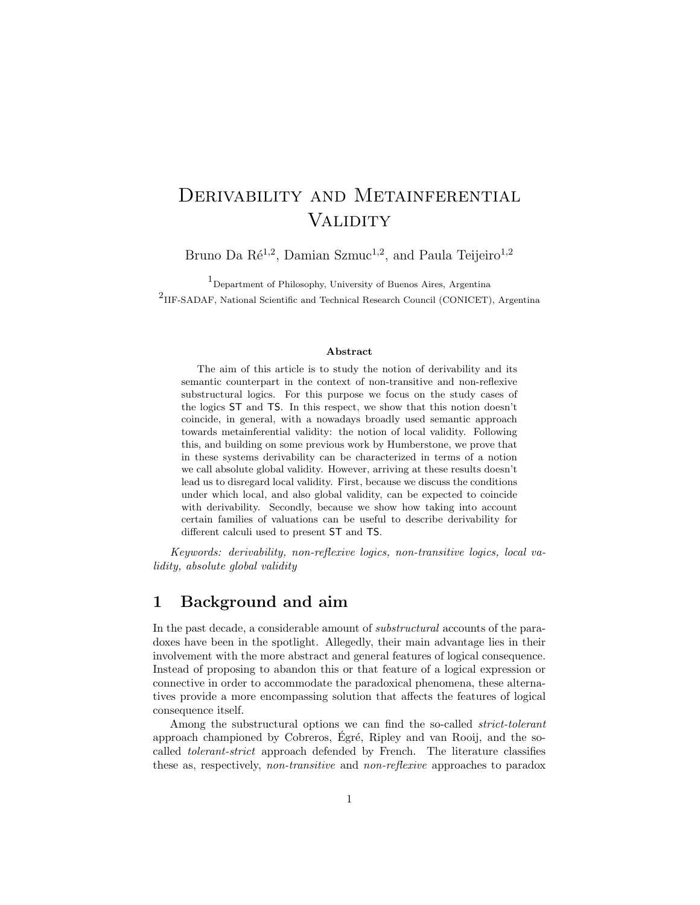# Derivability and Metainferential Validity

Bruno Da Ré[1,2], Damian Szmuc[1,2], and Paula Teijeiro[1,2]

[1]Department of Philosophy, University of Buenos Aires, Argentina

[2]IIF-SADAF, National Scientific and Technical Research Council (CONICET), Argentina

**Abstract**

The aim of this article is to study the notion of derivability and its semantic counterpart in the context of non-transitive and non-reflexive substructural logics. For this purpose we focus on the study cases of the logics ST and TS. In this respect, we show that this notion doesn't coincide, in general, with a nowadays broadly used semantic approach towards metainferential validity: the notion of local validity. Following this, and building on some previous work by Humberstone, we prove that in these systems derivability can be characterized in terms of a notion we call absolute global validity. However, arriving at these results doesn't lead us to disregard local validity. First, because we discuss the conditions under which local, and also global validity, can be expected to coincide with derivability. Secondly, because we show how taking into account certain families of valuations can be useful to describe derivability for different calculi used to present ST and TS.

*Keywords: derivability, non-reflexive logics, non-transitive logics, local validity, absolute global validity*

## 1 Background and aim

In the past decade, a considerable amount of *substructural* accounts of the paradoxes have been in the spotlight. Allegedly, their main advantage lies in their involvement with the more abstract and general features of logical consequence. Instead of proposing to abandon this or that feature of a logical expression or connective in order to accommodate the paradoxical phenomena, these alternatives provide a more encompassing solution that affects the features of logical consequence itself.

Among the substructural options we can find the so-called *strict-tolerant* approach championed by Cobreros, Égré, Ripley and van Rooij, and the so-called *tolerant-strict* approach defended by French. The literature classifies these as, respectively, *non-transitive* and *non-reflexive* approaches to paradox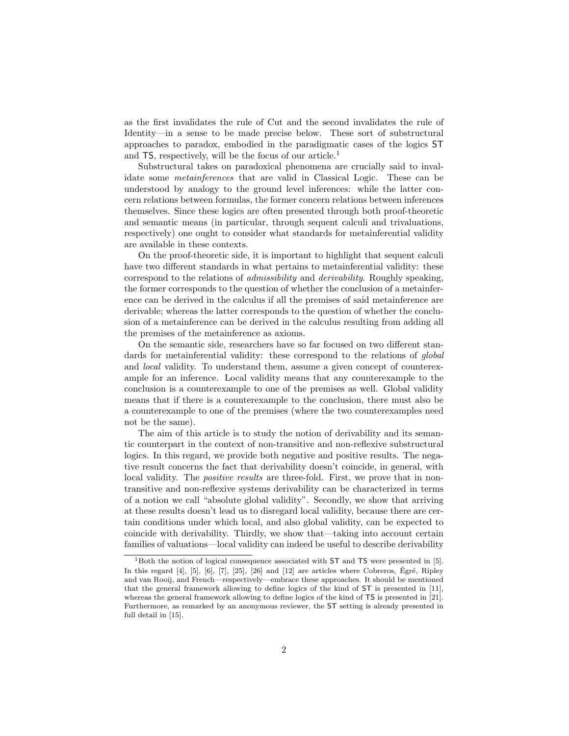as the first invalidates the rule of Cut and the second invalidates the rule of Identity—in a sense to be made precise below. These sort of substructural approaches to paradox, embodied in the paradigmatic cases of the logics ST and TS, respectively, will be the focus of our article.[1]

Substructural takes on paradoxical phenomena are crucially said to invalidate some *metainferences* that are valid in Classical Logic. These can be understood by analogy to the ground level inferences: while the latter concern relations between formulas, the former concern relations between inferences themselves. Since these logics are often presented through both proof-theoretic and semantic means (in particular, through sequent calculi and trivaluations, respectively) one ought to consider what standards for metainferential validity are available in these contexts.

On the proof-theoretic side, it is important to highlight that sequent calculi have two different standards in what pertains to metainferential validity: these correspond to the relations of *admissibility* and *derivability*. Roughly speaking, the former corresponds to the question of whether the conclusion of a metainference can be derived in the calculus if all the premises of said metainference are derivable; whereas the latter corresponds to the question of whether the conclusion of a metainference can be derived in the calculus resulting from adding all the premises of the metainference as axioms.

On the semantic side, researchers have so far focused on two different standards for metainferential validity: these correspond to the relations of *global* and *local* validity. To understand them, assume a given concept of counterexample for an inference. Local validity means that any counterexample to the conclusion is a counterexample to one of the premises as well. Global validity means that if there is a counterexample to the conclusion, there must also be a counterexample to one of the premises (where the two counterexamples need not be the same).

The aim of this article is to study the notion of derivability and its semantic counterpart in the context of non-transitive and non-reflexive substructural logics. In this regard, we provide both negative and positive results. The negative result concerns the fact that derivability doesn't coincide, in general, with local validity. The *positive results* are three-fold. First, we prove that in non-transitive and non-reflexive systems derivability can be characterized in terms of a notion we call "absolute global validity". Secondly, we show that arriving at these results doesn't lead us to disregard local validity, because there are certain conditions under which local, and also global validity, can be expected to coincide with derivability. Thirdly, we show that—taking into account certain families of valuations—local validity can indeed be useful to describe derivability

[1] Both the notion of logical consequence associated with ST and TS were presented in [5]. In this regard [4], [5], [6], [7], [25], [26] and [12] are articles where Cobreros, Égré, Ripley and van Rooij, and French—respectively—embrace these approaches. It should be mentioned that the general framework allowing to define logics of the kind of ST is presented in [11], whereas the general framework allowing to define logics of the kind of TS is presented in [21]. Furthermore, as remarked by an anonymous reviewer, the ST setting is already presented in full detail in [15].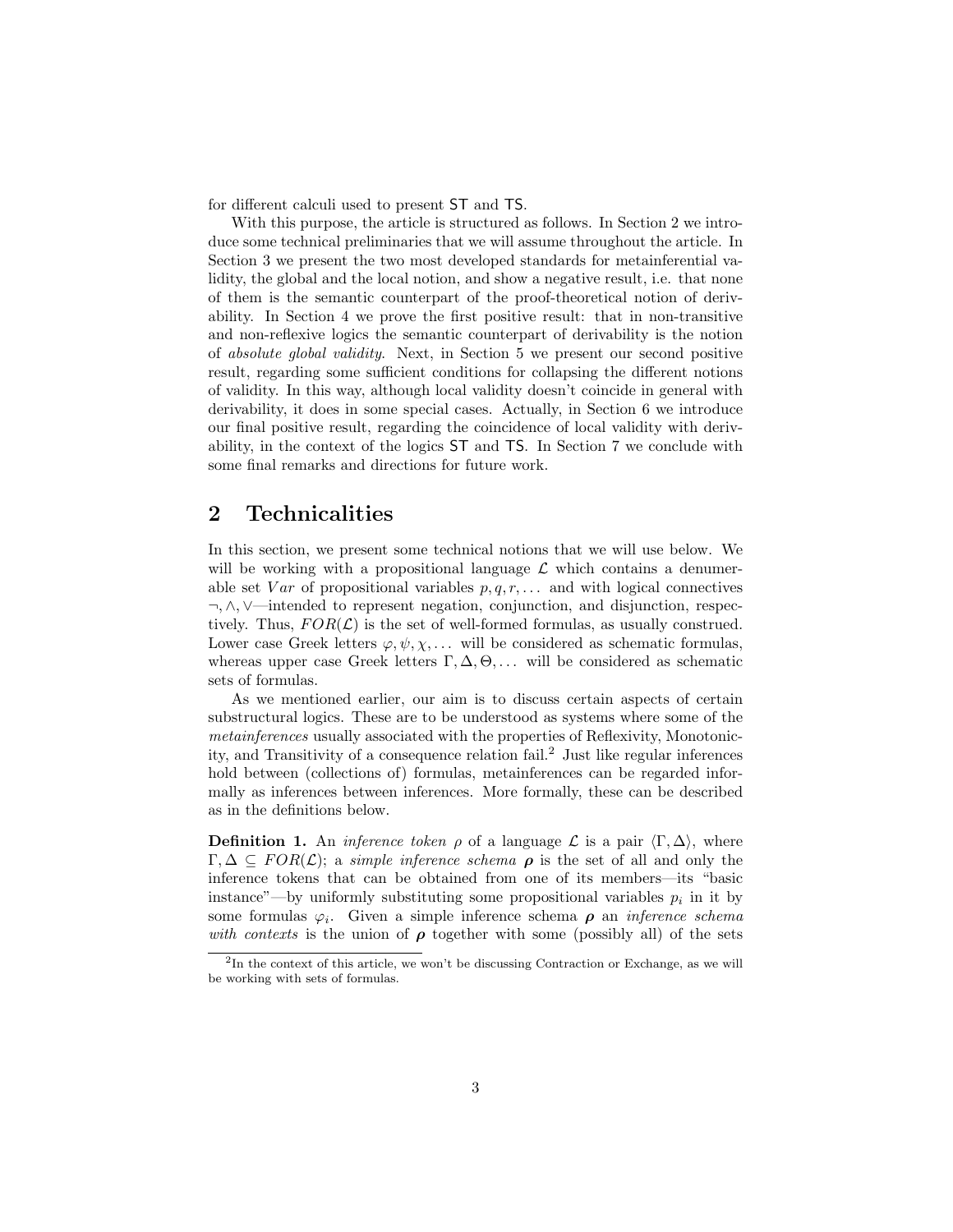for different calculi used to present ST and TS.

With this purpose, the article is structured as follows. In Section 2 we introduce some technical preliminaries that we will assume throughout the article. In Section 3 we present the two most developed standards for metainferential validity, the global and the local notion, and show a negative result, i.e. that none of them is the semantic counterpart of the proof-theoretical notion of derivability. In Section 4 we prove the first positive result: that in non-transitive and non-reflexive logics the semantic counterpart of derivability is the notion of *absolute global validity*. Next, in Section 5 we present our second positive result, regarding some sufficient conditions for collapsing the different notions of validity. In this way, although local validity doesn't coincide in general with derivability, it does in some special cases. Actually, in Section 6 we introduce our final positive result, regarding the coincidence of local validity with derivability, in the context of the logics ST and TS. In Section 7 we conclude with some final remarks and directions for future work.

## 2 Technicalities

In this section, we present some technical notions that we will use below. We will be working with a propositional language $\mathcal{L}$ which contains a denumerable set $Var$ of propositional variables $p, q, r, \ldots$ and with logical connectives $\neg, \wedge, \vee$—intended to represent negation, conjunction, and disjunction, respectively. Thus, $FOR(\mathcal{L})$ is the set of well-formed formulas, as usually construed. Lower case Greek letters $\varphi, \psi, \chi, \ldots$ will be considered as schematic formulas, whereas upper case Greek letters $\Gamma, \Delta, \Theta, \ldots$ will be considered as schematic sets of formulas.

As we mentioned earlier, our aim is to discuss certain aspects of certain substructural logics. These are to be understood as systems where some of the *metainferences* usually associated with the properties of Reflexivity, Monotonicity, and Transitivity of a consequence relation fail.[2] Just like regular inferences hold between (collections of) formulas, metainferences can be regarded informally as inferences between inferences. More formally, these can be described as in the definitions below.

**Definition 1.** An *inference token* $\rho$ of a language $\mathcal{L}$ is a pair $\langle \Gamma, \Delta \rangle$, where $\Gamma, \Delta \subseteq FOR(\mathcal{L})$; a *simple inference schema* $\boldsymbol{\rho}$ is the set of all and only the inference tokens that can be obtained from one of its members—its "basic instance"—by uniformly substituting some propositional variables $p_i$ in it by some formulas $\varphi_i$. Given a simple inference schema $\boldsymbol{\rho}$ an *inference schema with contexts* is the union of $\boldsymbol{\rho}$ together with some (possibly all) of the sets

[2] In the context of this article, we won't be discussing Contraction or Exchange, as we will be working with sets of formulas.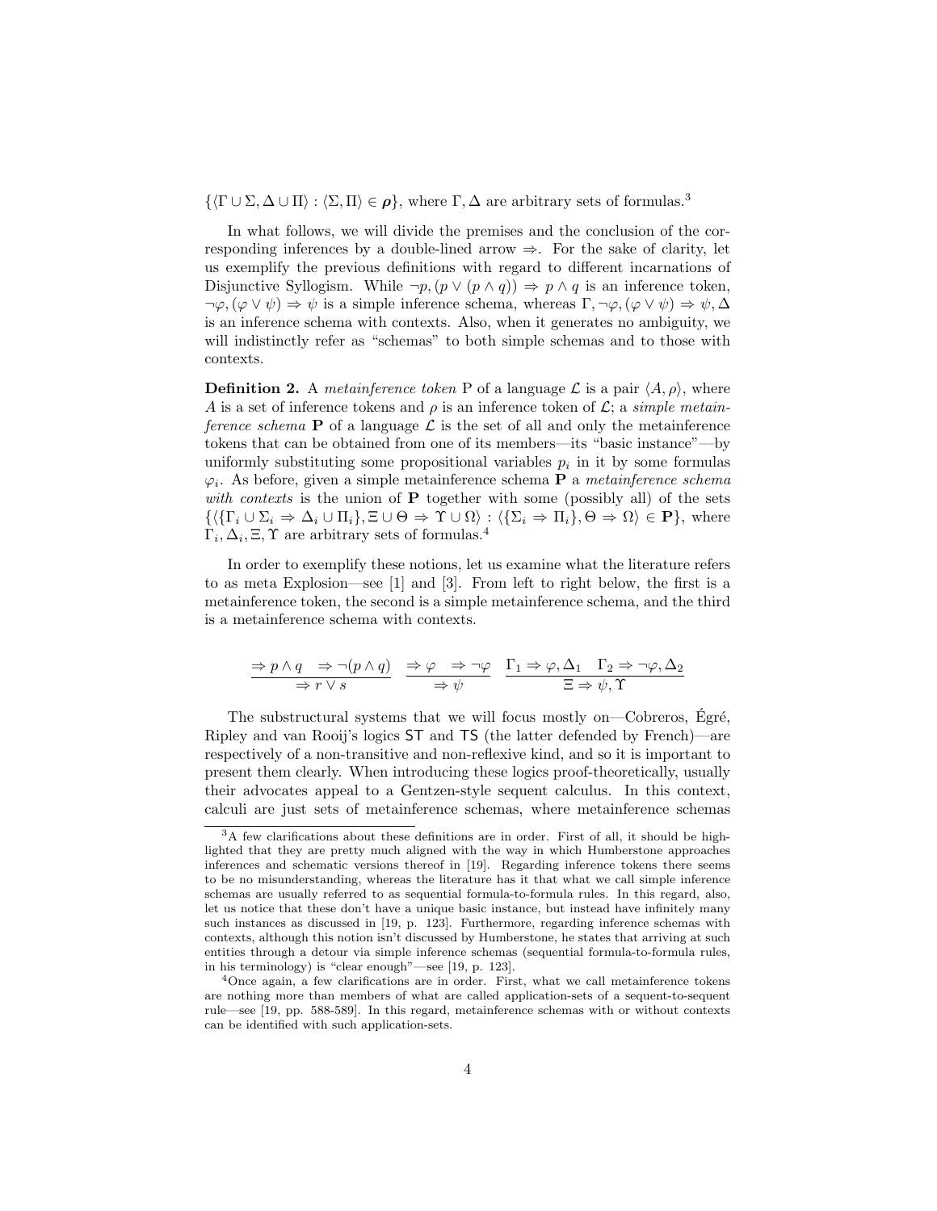$\{\langle \Gamma \cup \Sigma, \Delta \cup \Pi \rangle : \langle \Sigma, \Pi \rangle \in \boldsymbol{\rho}\}$, where $\Gamma, \Delta$ are arbitrary sets of formulas.[3]

In what follows, we will divide the premises and the conclusion of the corresponding inferences by a double-lined arrow $\Rightarrow$. For the sake of clarity, let us exemplify the previous definitions with regard to different incarnations of Disjunctive Syllogism. While $\neg p, (p \vee (p \wedge q)) \Rightarrow p \wedge q$ is an inference token, $\neg\varphi, (\varphi \vee \psi) \Rightarrow \psi$ is a simple inference schema, whereas $\Gamma, \neg\varphi, (\varphi \vee \psi) \Rightarrow \psi, \Delta$ is an inference schema with contexts. Also, when it generates no ambiguity, we will indistinctly refer as "schemas" to both simple schemas and to those with contexts.

**Definition 2.** A *metainference token* P of a language $\mathcal{L}$ is a pair $\langle A, \rho \rangle$, where $A$ is a set of inference tokens and $\rho$ is an inference token of $\mathcal{L}$; a *simple metainference schema* $\mathbf{P}$ of a language $\mathcal{L}$ is the set of all and only the metainference tokens that can be obtained from one of its members—its "basic instance"—by uniformly substituting some propositional variables $p_i$ in it by some formulas $\varphi_i$. As before, given a simple metainference schema $\mathbf{P}$ a *metainference schema with contexts* is the union of $\mathbf{P}$ together with some (possibly all) of the sets $\{\langle \{\Gamma_i \cup \Sigma_i \Rightarrow \Delta_i \cup \Pi_i\}, \Xi \cup \Theta \Rightarrow \Upsilon \cup \Omega \rangle : \langle \{\Sigma_i \Rightarrow \Pi_i\}, \Theta \Rightarrow \Omega \rangle \in \mathbf{P}\}$, where $\Gamma_i, \Delta_i, \Xi, \Upsilon$ are arbitrary sets of formulas.[4]

In order to exemplify these notions, let us examine what the literature refers to as meta Explosion—see [1] and [3]. From left to right below, the first is a metainference token, the second is a simple metainference schema, and the third is a metainference schema with contexts.

$$\frac{\Rightarrow p \wedge q \quad \Rightarrow \neg(p \wedge q)}{\Rightarrow r \vee s} \quad \frac{\Rightarrow \varphi \quad \Rightarrow \neg\varphi}{\Rightarrow \psi} \quad \frac{\Gamma_1 \Rightarrow \varphi, \Delta_1 \quad \Gamma_2 \Rightarrow \neg\varphi, \Delta_2}{\Xi \Rightarrow \psi, \Upsilon}$$

The substructural systems that we will focus mostly on—Cobreros, Égré, Ripley and van Rooij's logics $\mathsf{ST}$ and $\mathsf{TS}$ (the latter defended by French)—are respectively of a non-transitive and non-reflexive kind, and so it is important to present them clearly. When introducing these logics proof-theoretically, usually their advocates appeal to a Gentzen-style sequent calculus. In this context, calculi are just sets of metainference schemas, where metainference schemas

---

[3] A few clarifications about these definitions are in order. First of all, it should be highlighted that they are pretty much aligned with the way in which Humberstone approaches inferences and schematic versions thereof in [19]. Regarding inference tokens there seems to be no misunderstanding, whereas the literature has it that what we call simple inference schemas are usually referred to as sequential formula-to-formula rules. In this regard, also, let us notice that these don't have a unique basic instance, but instead have infinitely many such instances as discussed in [19, p. 123]. Furthermore, regarding inference schemas with contexts, although this notion isn't discussed by Humberstone, he states that arriving at such entities through a detour via simple inference schemas (sequential formula-to-formula rules, in his terminology) is "clear enough"—see [19, p. 123].

[4] Once again, a few clarifications are in order. First, what we call metainference tokens are nothing more than members of what are called application-sets of a sequent-to-sequent rule—see [19, pp. 588-589]. In this regard, metainference schemas with or without contexts can be identified with such application-sets.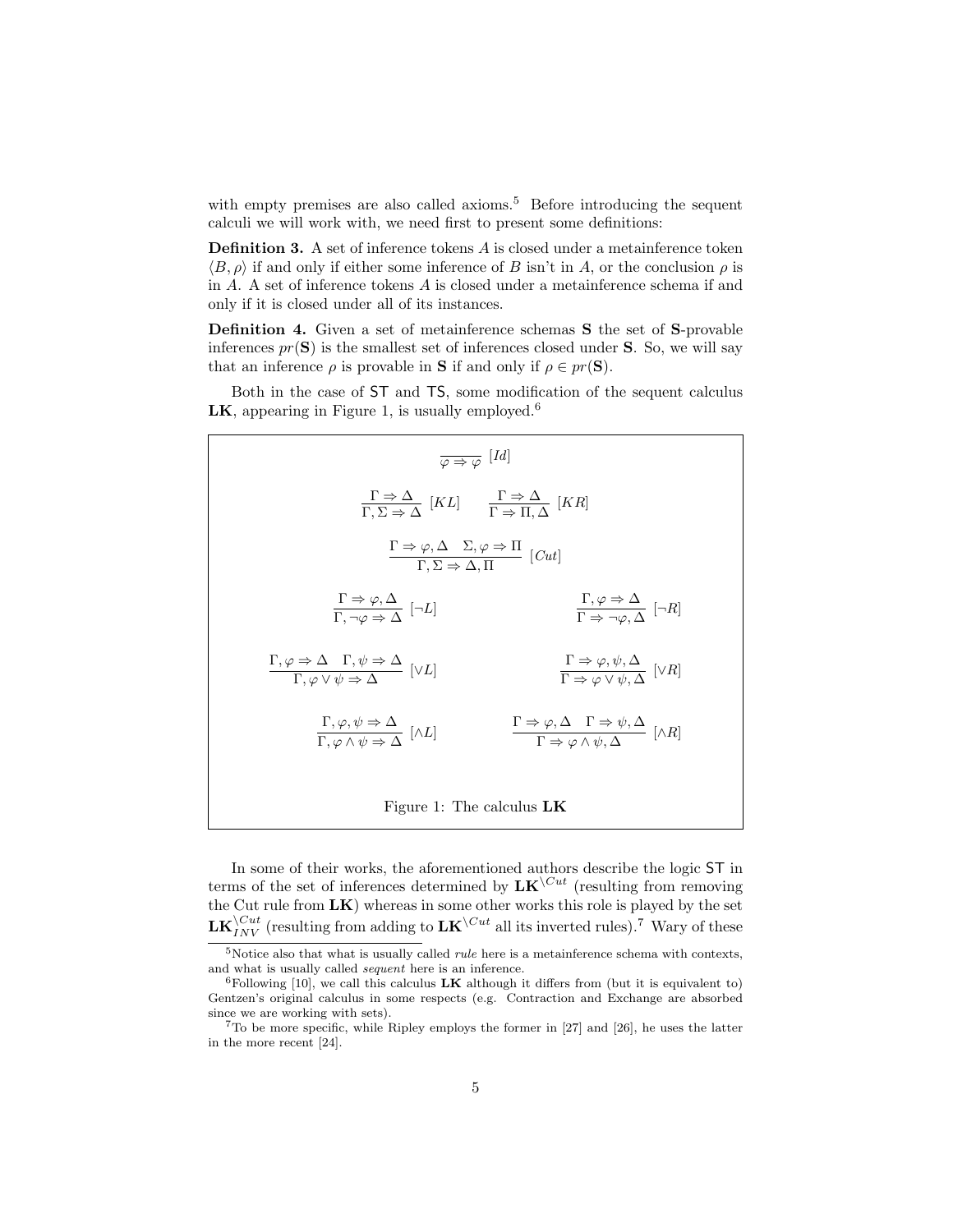with empty premises are also called axioms.[5] Before introducing the sequent calculi we will work with, we need first to present some definitions:

**Definition 3.** A set of inference tokens $A$ is closed under a metainference token $\langle B, \rho \rangle$ if and only if either some inference of $B$ isn't in $A$, or the conclusion $\rho$ is in $A$. A set of inference tokens $A$ is closed under a metainference schema if and only if it is closed under all of its instances.

**Definition 4.** Given a set of metainference schemas $\mathbf{S}$ the set of $\mathbf{S}$-provable inferences $pr(\mathbf{S})$ is the smallest set of inferences closed under $\mathbf{S}$. So, we will say that an inference $\rho$ is provable in $\mathbf{S}$ if and only if $\rho \in pr(\mathbf{S})$.

Both in the case of $\mathsf{ST}$ and $\mathsf{TS}$, some modification of the sequent calculus $\mathbf{LK}$, appearing in Figure 1, is usually employed.[6]

$$\frac{}{\varphi \Rightarrow \varphi}\ [Id]$$

$$\frac{\Gamma \Rightarrow \Delta}{\Gamma, \Sigma \Rightarrow \Delta}\ [KL] \qquad \frac{\Gamma \Rightarrow \Delta}{\Gamma \Rightarrow \Pi, \Delta}\ [KR]$$

$$\frac{\Gamma \Rightarrow \varphi, \Delta \quad \Sigma, \varphi \Rightarrow \Pi}{\Gamma, \Sigma \Rightarrow \Delta, \Pi}\ [Cut]$$

$$\frac{\Gamma \Rightarrow \varphi, \Delta}{\Gamma, \neg\varphi \Rightarrow \Delta}\ [\neg L] \qquad \frac{\Gamma, \varphi \Rightarrow \Delta}{\Gamma \Rightarrow \neg\varphi, \Delta}\ [\neg R]$$

$$\frac{\Gamma, \varphi \Rightarrow \Delta \quad \Gamma, \psi \Rightarrow \Delta}{\Gamma, \varphi \vee \psi \Rightarrow \Delta}\ [\vee L] \qquad \frac{\Gamma \Rightarrow \varphi, \psi, \Delta}{\Gamma \Rightarrow \varphi \vee \psi, \Delta}\ [\vee R]$$

$$\frac{\Gamma, \varphi, \psi \Rightarrow \Delta}{\Gamma, \varphi \wedge \psi \Rightarrow \Delta}\ [\wedge L] \qquad \frac{\Gamma \Rightarrow \varphi, \Delta \quad \Gamma \Rightarrow \psi, \Delta}{\Gamma \Rightarrow \varphi \wedge \psi, \Delta}\ [\wedge R]$$

Figure 1: The calculus $\mathbf{LK}$

In some of their works, the aforementioned authors describe the logic $\mathsf{ST}$ in terms of the set of inferences determined by $\mathbf{LK}^{\setminus Cut}$ (resulting from removing the Cut rule from $\mathbf{LK}$) whereas in some other works this role is played by the set $\mathbf{LK}^{\setminus Cut}_{INV}$ (resulting from adding to $\mathbf{LK}^{\setminus Cut}$ all its inverted rules).[7] Wary of these

---

[5] Notice also that what is usually called *rule* here is a metainference schema with contexts, and what is usually called *sequent* here is an inference.

[6] Following [10], we call this calculus $\mathbf{LK}$ although it differs from (but it is equivalent to) Gentzen's original calculus in some respects (e.g. Contraction and Exchange are absorbed since we are working with sets).

[7] To be more specific, while Ripley employs the former in [27] and [26], he uses the latter in the more recent [24].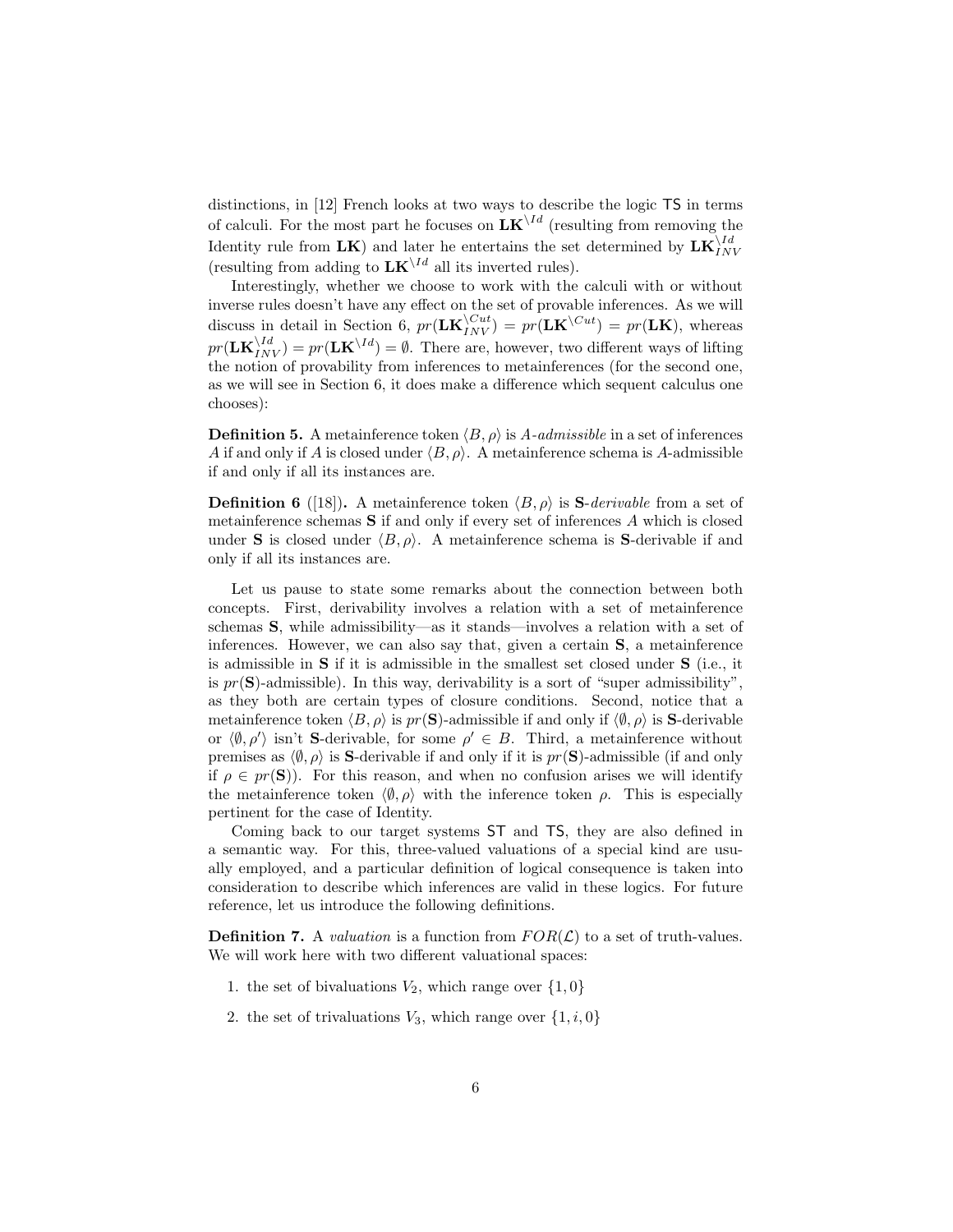distinctions, in [12] French looks at two ways to describe the logic $\mathsf{TS}$ in terms of calculi. For the most part he focuses on $\mathbf{LK}^{\setminus Id}$ (resulting from removing the Identity rule from $\mathbf{LK}$) and later he entertains the set determined by $\mathbf{LK}^{\setminus Id}_{INV}$ (resulting from adding to $\mathbf{LK}^{\setminus Id}$ all its inverted rules).

Interestingly, whether we choose to work with the calculi with or without inverse rules doesn't have any effect on the set of provable inferences. As we will discuss in detail in Section 6, $pr(\mathbf{LK}^{\setminus Cut}_{INV}) = pr(\mathbf{LK}^{\setminus Cut}) = pr(\mathbf{LK})$, whereas $pr(\mathbf{LK}^{\setminus Id}_{INV}) = pr(\mathbf{LK}^{\setminus Id}) = \emptyset$. There are, however, two different ways of lifting the notion of provability from inferences to metainferences (for the second one, as we will see in Section 6, it does make a difference which sequent calculus one chooses):

**Definition 5.** A metainference token $\langle B, \rho\rangle$ is *A-admissible* in a set of inferences $A$ if and only if $A$ is closed under $\langle B, \rho\rangle$. A metainference schema is $A$-admissible if and only if all its instances are.

**Definition 6** ([18])**.** A metainference token $\langle B, \rho\rangle$ is $\mathbf{S}$-*derivable* from a set of metainference schemas $\mathbf{S}$ if and only if every set of inferences $A$ which is closed under $\mathbf{S}$ is closed under $\langle B, \rho\rangle$. A metainference schema is $\mathbf{S}$-derivable if and only if all its instances are.

Let us pause to state some remarks about the connection between both concepts. First, derivability involves a relation with a set of metainference schemas $\mathbf{S}$, while admissibility—as it stands—involves a relation with a set of inferences. However, we can also say that, given a certain $\mathbf{S}$, a metainference is admissible in $\mathbf{S}$ if it is admissible in the smallest set closed under $\mathbf{S}$ (i.e., it is $pr(\mathbf{S})$-admissible). In this way, derivability is a sort of "super admissibility", as they both are certain types of closure conditions. Second, notice that a metainference token $\langle B, \rho\rangle$ is $pr(\mathbf{S})$-admissible if and only if $\langle \emptyset, \rho\rangle$ is $\mathbf{S}$-derivable or $\langle \emptyset, \rho'\rangle$ isn't $\mathbf{S}$-derivable, for some $\rho' \in B$. Third, a metainference without premises as $\langle \emptyset, \rho\rangle$ is $\mathbf{S}$-derivable if and only if it is $pr(\mathbf{S})$-admissible (if and only if $\rho \in pr(\mathbf{S})$). For this reason, and when no confusion arises we will identify the metainference token $\langle \emptyset, \rho\rangle$ with the inference token $\rho$. This is especially pertinent for the case of Identity.

Coming back to our target systems $\mathsf{ST}$ and $\mathsf{TS}$, they are also defined in a semantic way. For this, three-valued valuations of a special kind are usually employed, and a particular definition of logical consequence is taken into consideration to describe which inferences are valid in these logics. For future reference, let us introduce the following definitions.

**Definition 7.** A *valuation* is a function from $FOR(\mathcal{L})$ to a set of truth-values. We will work here with two different valuational spaces:

1. the set of bivaluations $V_2$, which range over $\{1, 0\}$
2. the set of trivaluations $V_3$, which range over $\{1, i, 0\}$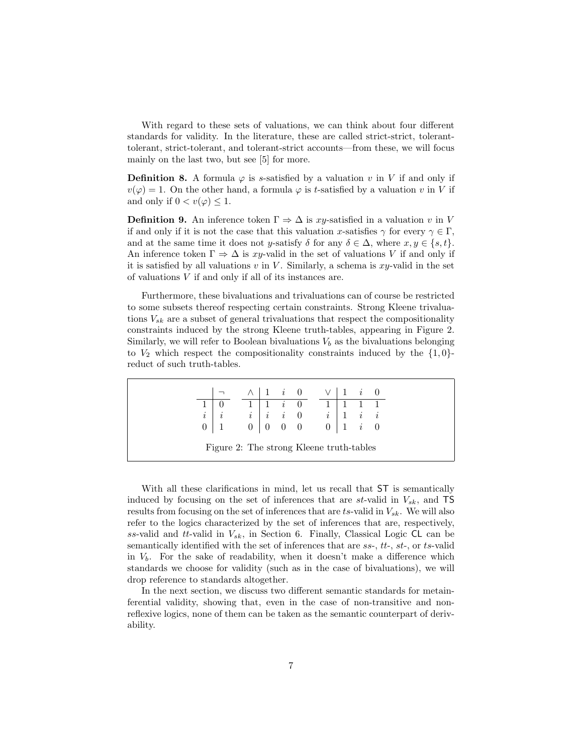With regard to these sets of valuations, we can think about four different standards for validity. In the literature, these are called strict-strict, tolerant-tolerant, strict-tolerant, and tolerant-strict accounts—from these, we will focus mainly on the last two, but see [5] for more.

**Definition 8.** A formula $\varphi$ is $s$-satisfied by a valuation $v$ in $V$ if and only if $v(\varphi) = 1$. On the other hand, a formula $\varphi$ is $t$-satisfied by a valuation $v$ in $V$ if and only if $0 < v(\varphi) \leq 1$.

**Definition 9.** An inference token $\Gamma \Rightarrow \Delta$ is $xy$-satisfied in a valuation $v$ in $V$ if and only if it is not the case that this valuation $x$-satisfies $\gamma$ for every $\gamma \in \Gamma$, and at the same time it does not $y$-satisfy $\delta$ for any $\delta \in \Delta$, where $x, y \in \{s, t\}$. An inference token $\Gamma \Rightarrow \Delta$ is $xy$-valid in the set of valuations $V$ if and only if it is satisfied by all valuations $v$ in $V$. Similarly, a schema is $xy$-valid in the set of valuations $V$ if and only if all of its instances are.

Furthermore, these bivaluations and trivaluations can of course be restricted to some subsets thereof respecting certain constraints. Strong Kleene trivaluations $V_{sk}$ are a subset of general trivaluations that respect the compositionality constraints induced by the strong Kleene truth-tables, appearing in Figure 2. Similarly, we will refer to Boolean bivaluations $V_b$ as the bivaluations belonging to $V_2$ which respect the compositionality constraints induced by the $\{1, 0\}$-reduct of such truth-tables.

| | $\neg$ |
|---|---|
| 1 | 0 |
| $i$ | $i$ |
| 0 | 1 |

| $\wedge$ | 1 | $i$ | 0 |
|---|---|---|---|
| 1 | 1 | $i$ | 0 |
| $i$ | $i$ | $i$ | 0 |
| 0 | 0 | 0 | 0 |

| $\vee$ | 1 | $i$ | 0 |
|---|---|---|---|
| 1 | 1 | 1 | 1 |
| $i$ | 1 | $i$ | $i$ |
| 0 | 1 | $i$ | 0 |

Figure 2: The strong Kleene truth-tables

With all these clarifications in mind, let us recall that ST is semantically induced by focusing on the set of inferences that are $st$-valid in $V_{sk}$, and TS results from focusing on the set of inferences that are $ts$-valid in $V_{sk}$. We will also refer to the logics characterized by the set of inferences that are, respectively, $ss$-valid and $tt$-valid in $V_{sk}$, in Section 6. Finally, Classical Logic CL can be semantically identified with the set of inferences that are $ss$-, $tt$-, $st$-, or $ts$-valid in $V_b$. For the sake of readability, when it doesn't make a difference which standards we choose for validity (such as in the case of bivaluations), we will drop reference to standards altogether.

In the next section, we discuss two different semantic standards for metainferential validity, showing that, even in the case of non-transitive and non-reflexive logics, none of them can be taken as the semantic counterpart of derivability.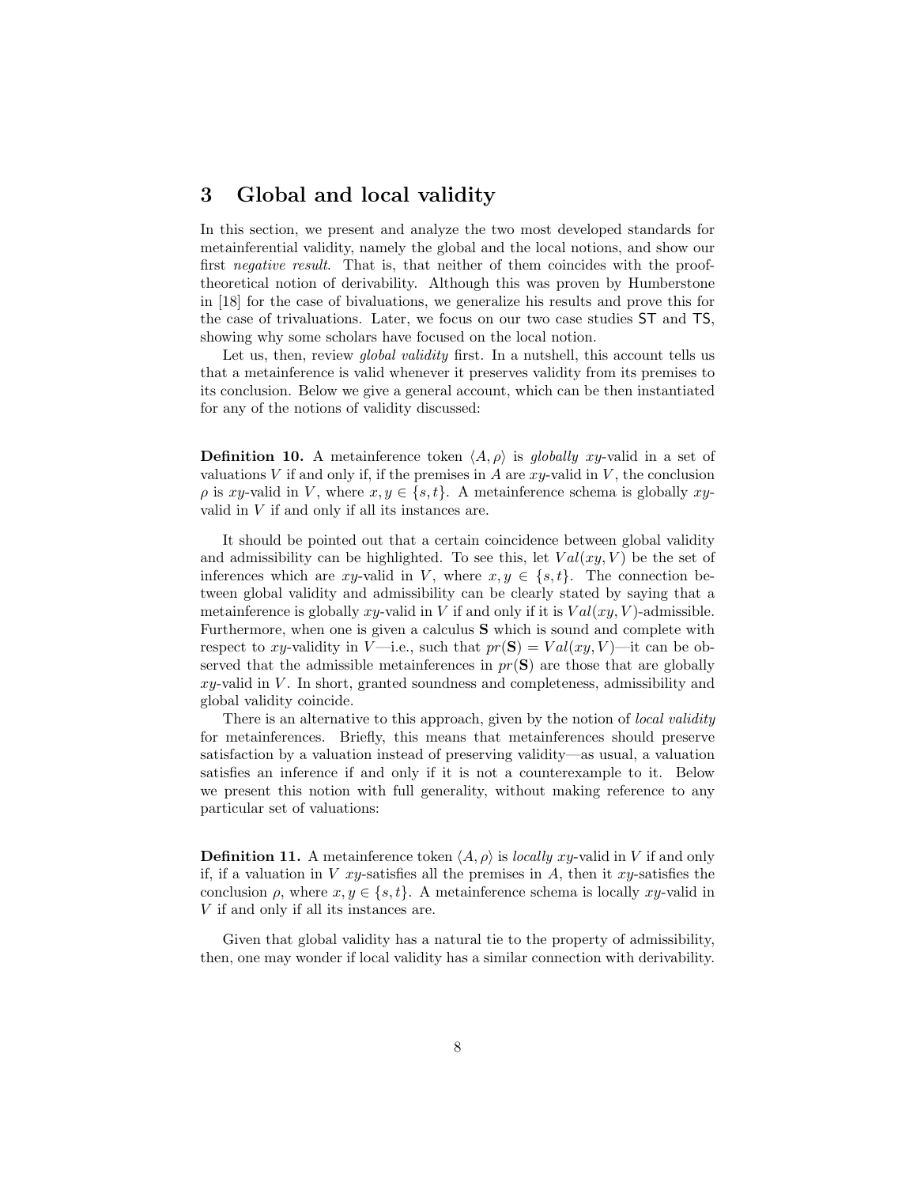## 3 Global and local validity

In this section, we present and analyze the two most developed standards for metainferential validity, namely the global and the local notions, and show our first *negative result*. That is, that neither of them coincides with the proof-theoretical notion of derivability. Although this was proven by Humberstone in [18] for the case of bivaluations, we generalize his results and prove this for the case of trivaluations. Later, we focus on our two case studies $\mathsf{ST}$ and $\mathsf{TS}$, showing why some scholars have focused on the local notion.

Let us, then, review *global validity* first. In a nutshell, this account tells us that a metainference is valid whenever it preserves validity from its premises to its conclusion. Below we give a general account, which can be then instantiated for any of the notions of validity discussed:

**Definition 10.** A metainference token $\langle A, \rho \rangle$ is *globally xy-valid* in a set of valuations $V$ if and only if, if the premises in $A$ are $xy$-valid in $V$, the conclusion $\rho$ is $xy$-valid in $V$, where $x, y \in \{s, t\}$. A metainference schema is globally $xy$-valid in $V$ if and only if all its instances are.

It should be pointed out that a certain coincidence between global validity and admissibility can be highlighted. To see this, let $Val(xy, V)$ be the set of inferences which are $xy$-valid in $V$, where $x, y \in \{s, t\}$. The connection between global validity and admissibility can be clearly stated by saying that a metainference is globally $xy$-valid in $V$ if and only if it is $Val(xy, V)$-admissible. Furthermore, when one is given a calculus $\mathbf{S}$ which is sound and complete with respect to $xy$-validity in $V$—i.e., such that $pr(\mathbf{S}) = Val(xy, V)$—it can be observed that the admissible metainferences in $pr(\mathbf{S})$ are those that are globally $xy$-valid in $V$. In short, granted soundness and completeness, admissibility and global validity coincide.

There is an alternative to this approach, given by the notion of *local validity* for metainferences. Briefly, this means that metainferences should preserve satisfaction by a valuation instead of preserving validity—as usual, a valuation satisfies an inference if and only if it is not a counterexample to it. Below we present this notion with full generality, without making reference to any particular set of valuations:

**Definition 11.** A metainference token $\langle A, \rho \rangle$ is *locally xy-valid* in $V$ if and only if, if a valuation in $V$ $xy$-satisfies all the premises in $A$, then it $xy$-satisfies the conclusion $\rho$, where $x, y \in \{s, t\}$. A metainference schema is locally $xy$-valid in $V$ if and only if all its instances are.

Given that global validity has a natural tie to the property of admissibility, then, one may wonder if local validity has a similar connection with derivability.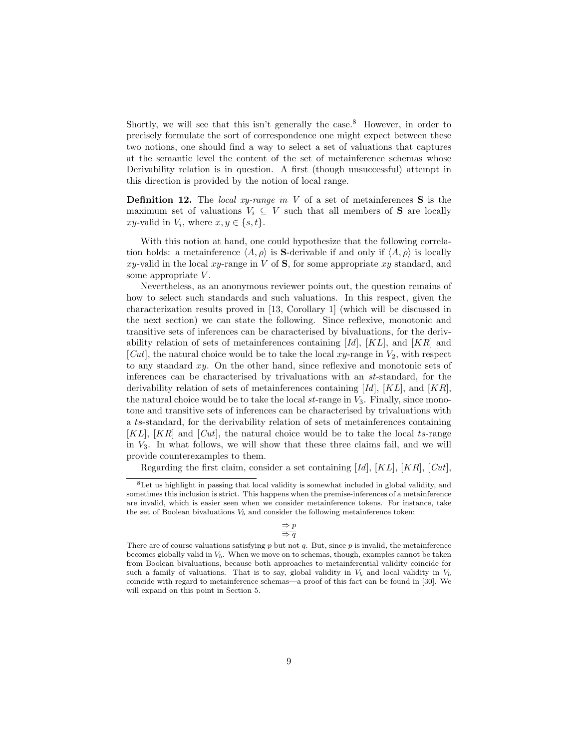Shortly, we will see that this isn't generally the case.[8] However, in order to precisely formulate the sort of correspondence one might expect between these two notions, one should find a way to select a set of valuations that captures at the semantic level the content of the set of metainference schemas whose Derivability relation is in question. A first (though unsuccessful) attempt in this direction is provided by the notion of local range.

**Definition 12.** The *local xy-range in V* of a set of metainferences $\mathbf{S}$ is the maximum set of valuations $V_i \subseteq V$ such that all members of $\mathbf{S}$ are locally $xy$-valid in $V_i$, where $x, y \in \{s, t\}$.

With this notion at hand, one could hypothesize that the following correlation holds: a metainference $\langle A, \rho \rangle$ is $\mathbf{S}$-derivable if and only if $\langle A, \rho \rangle$ is locally $xy$-valid in the local $xy$-range in $V$ of $\mathbf{S}$, for some appropriate $xy$ standard, and some appropriate $V$.

Nevertheless, as an anonymous reviewer points out, the question remains of how to select such standards and such valuations. In this respect, given the characterization results proved in [13, Corollary 1] (which will be discussed in the next section) we can state the following. Since reflexive, monotonic and transitive sets of inferences can be characterised by bivaluations, for the derivability relation of sets of metainferences containing $[Id]$, $[KL]$, and $[KR]$ and $[Cut]$, the natural choice would be to take the local $xy$-range in $V_2$, with respect to any standard $xy$. On the other hand, since reflexive and monotonic sets of inferences can be characterised by trivaluations with an $st$-standard, for the derivability relation of sets of metainferences containing $[Id]$, $[KL]$, and $[KR]$, the natural choice would be to take the local $st$-range in $V_3$. Finally, since monotone and transitive sets of inferences can be characterised by trivaluations with a $ts$-standard, for the derivability relation of sets of metainferences containing $[KL]$, $[KR]$ and $[Cut]$, the natural choice would be to take the local $ts$-range in $V_3$. In what follows, we will show that these three claims fail, and we will provide counterexamples to them.

Regarding the first claim, consider a set containing $[Id]$, $[KL]$, $[KR]$, $[Cut]$,

---

[8] Let us highlight in passing that local validity is somewhat included in global validity, and sometimes this inclusion is strict. This happens when the premise-inferences of a metainference are invalid, which is easier seen when we consider metainference tokens. For instance, take the set of Boolean bivaluations $V_b$ and consider the following metainference token:

$$\frac{\Rightarrow p}{\Rightarrow q}$$

There are of course valuations satisfying $p$ but not $q$. But, since $p$ is invalid, the metainference becomes globally valid in $V_b$. When we move on to schemas, though, examples cannot be taken from Boolean bivaluations, because both approaches to metainferential validity coincide for such a family of valuations. That is to say, global validity in $V_b$ and local validity in $V_b$ coincide with regard to metainference schemas—a proof of this fact can be found in [30]. We will expand on this point in Section 5.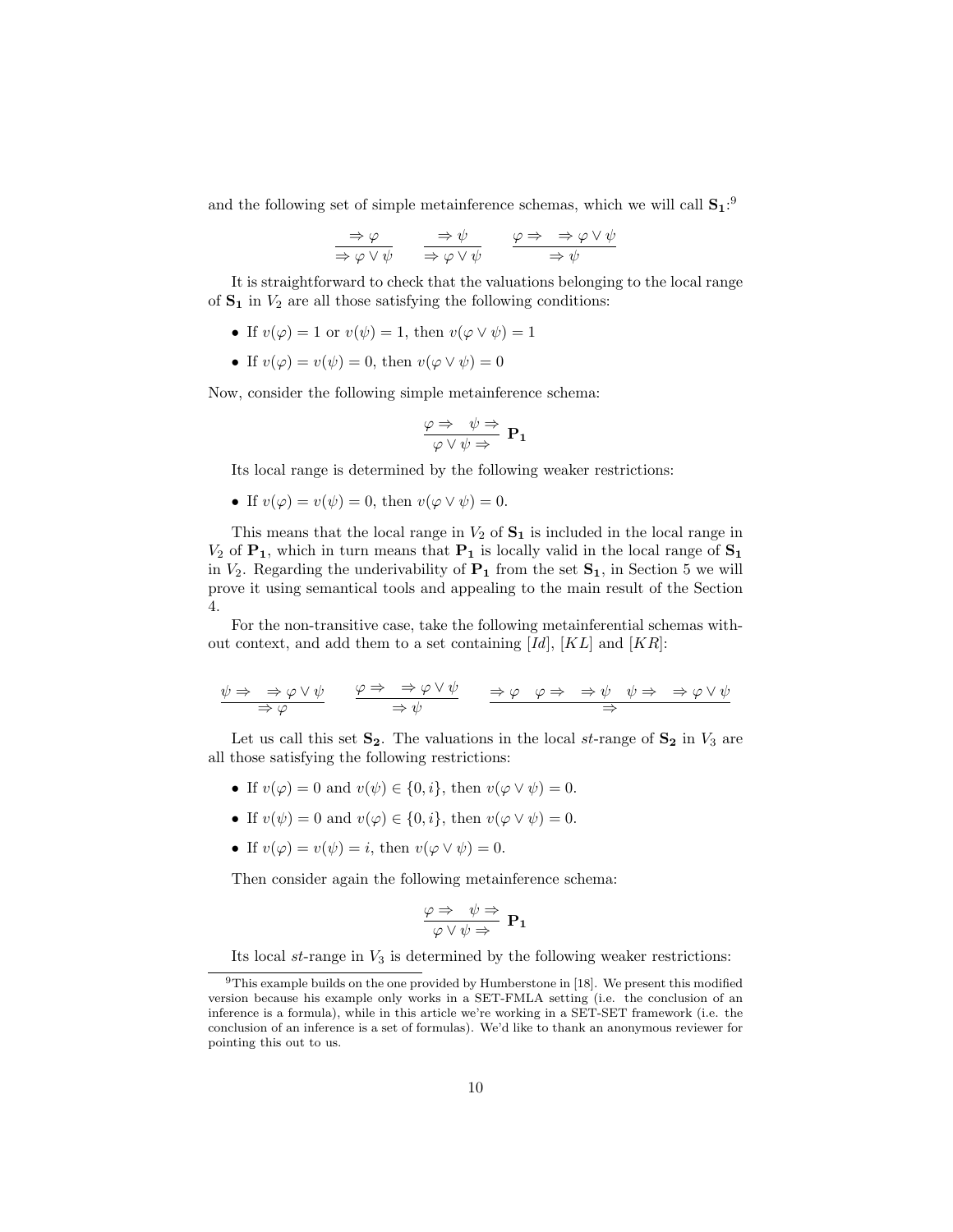and the following set of simple metainference schemas, which we will call $\mathbf{S_1}$:[9]

$$\frac{\Rightarrow \varphi}{\Rightarrow \varphi \vee \psi} \qquad \frac{\Rightarrow \psi}{\Rightarrow \varphi \vee \psi} \qquad \frac{\varphi \Rightarrow \quad \Rightarrow \varphi \vee \psi}{\Rightarrow \psi}$$

It is straightforward to check that the valuations belonging to the local range of $\mathbf{S_1}$ in $V_2$ are all those satisfying the following conditions:

- If $v(\varphi) = 1$ or $v(\psi) = 1$, then $v(\varphi \vee \psi) = 1$
- If $v(\varphi) = v(\psi) = 0$, then $v(\varphi \vee \psi) = 0$

Now, consider the following simple metainference schema:

$$\frac{\varphi \Rightarrow \quad \psi \Rightarrow}{\varphi \vee \psi \Rightarrow}\ \mathbf{P_1}$$

Its local range is determined by the following weaker restrictions:

- If $v(\varphi) = v(\psi) = 0$, then $v(\varphi \vee \psi) = 0$.

This means that the local range in $V_2$ of $\mathbf{S_1}$ is included in the local range in $V_2$ of $\mathbf{P_1}$, which in turn means that $\mathbf{P_1}$ is locally valid in the local range of $\mathbf{S_1}$ in $V_2$. Regarding the underivability of $\mathbf{P_1}$ from the set $\mathbf{S_1}$, in Section 5 we will prove it using semantical tools and appealing to the main result of the Section 4.

For the non-transitive case, take the following metainferential schemas without context, and add them to a set containing $[Id]$, $[KL]$ and $[KR]$:

$$\frac{\psi \Rightarrow \quad \Rightarrow \varphi \vee \psi}{\Rightarrow \varphi} \qquad \frac{\varphi \Rightarrow \quad \Rightarrow \varphi \vee \psi}{\Rightarrow \psi} \qquad \frac{\Rightarrow \varphi \quad \varphi \Rightarrow \quad \Rightarrow \psi \quad \psi \Rightarrow \quad \Rightarrow \varphi \vee \psi}{\Rightarrow}$$

Let us call this set $\mathbf{S_2}$. The valuations in the local *st*-range of $\mathbf{S_2}$ in $V_3$ are all those satisfying the following restrictions:

- If $v(\varphi) = 0$ and $v(\psi) \in \{0, i\}$, then $v(\varphi \vee \psi) = 0$.
- If $v(\psi) = 0$ and $v(\varphi) \in \{0, i\}$, then $v(\varphi \vee \psi) = 0$.
- If $v(\varphi) = v(\psi) = i$, then $v(\varphi \vee \psi) = 0$.

Then consider again the following metainference schema:

$$\frac{\varphi \Rightarrow \quad \psi \Rightarrow}{\varphi \vee \psi \Rightarrow}\ \mathbf{P_1}$$

Its local *st*-range in $V_3$ is determined by the following weaker restrictions:

[9] This example builds on the one provided by Humberstone in [18]. We present this modified version because his example only works in a SET-FMLA setting (i.e. the conclusion of an inference is a formula), while in this article we're working in a SET-SET framework (i.e. the conclusion of an inference is a set of formulas). We'd like to thank an anonymous reviewer for pointing this out to us.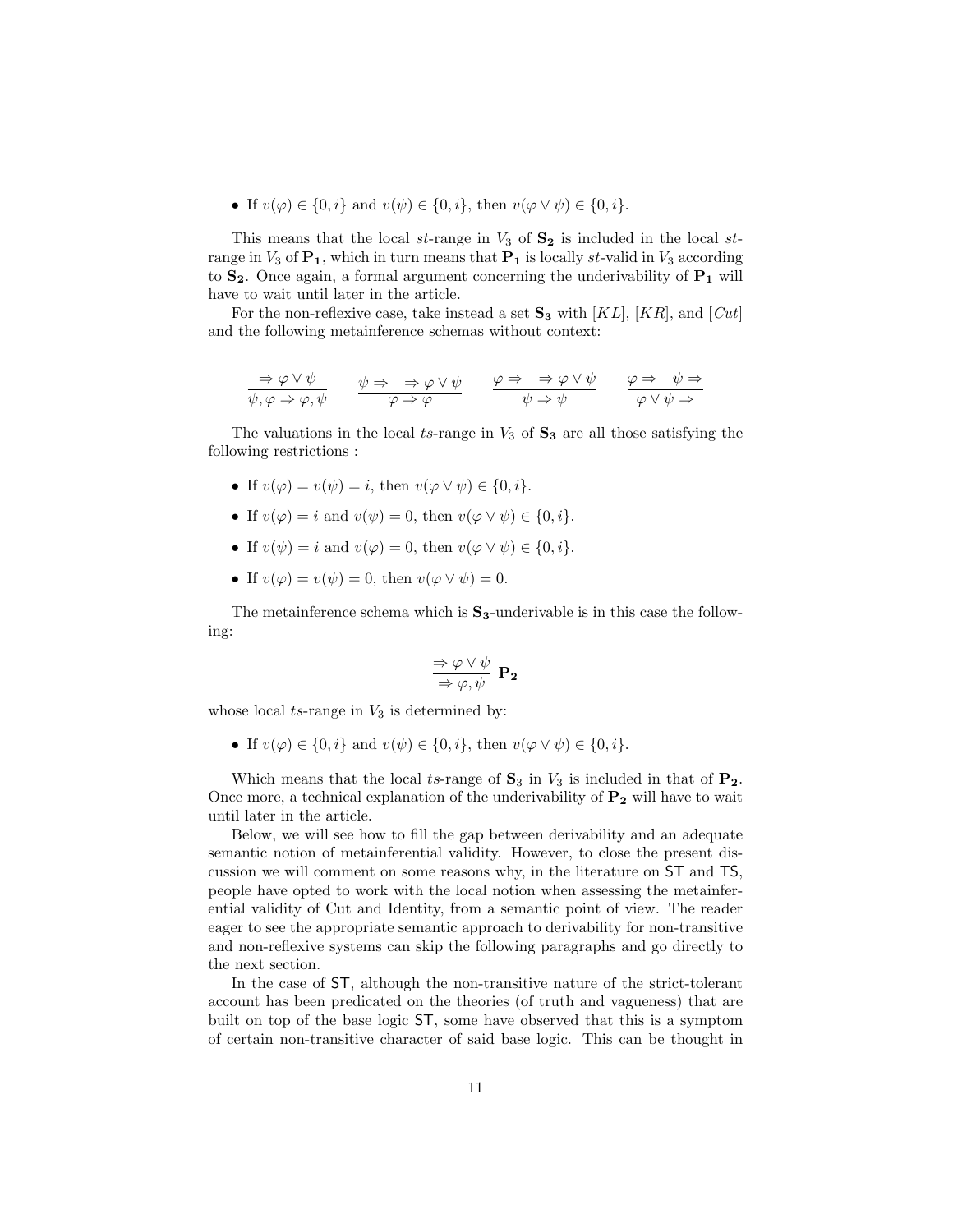- If $v(\varphi) \in \{0, i\}$ and $v(\psi) \in \{0, i\}$, then $v(\varphi \vee \psi) \in \{0, i\}$.

This means that the local *st*-range in $V_3$ of $\mathbf{S_2}$ is included in the local *st*-range in $V_3$ of $\mathbf{P_1}$, which in turn means that $\mathbf{P_1}$ is locally *st*-valid in $V_3$ according to $\mathbf{S_2}$. Once again, a formal argument concerning the underivability of $\mathbf{P_1}$ will have to wait until later in the article.

For the non-reflexive case, take instead a set $\mathbf{S_3}$ with $[KL]$, $[KR]$, and $[Cut]$ and the following metainference schemas without context:

$$\frac{\Rightarrow \varphi \vee \psi}{\psi, \varphi \Rightarrow \varphi, \psi} \qquad \frac{\psi \Rightarrow \quad \Rightarrow \varphi \vee \psi}{\varphi \Rightarrow \varphi} \qquad \frac{\varphi \Rightarrow \quad \Rightarrow \varphi \vee \psi}{\psi \Rightarrow \psi} \qquad \frac{\varphi \Rightarrow \quad \psi \Rightarrow}{\varphi \vee \psi \Rightarrow}$$

The valuations in the local *ts*-range in $V_3$ of $\mathbf{S_3}$ are all those satisfying the following restrictions :

- If $v(\varphi) = v(\psi) = i$, then $v(\varphi \vee \psi) \in \{0, i\}$.
- If $v(\varphi) = i$ and $v(\psi) = 0$, then $v(\varphi \vee \psi) \in \{0, i\}$.
- If $v(\psi) = i$ and $v(\varphi) = 0$, then $v(\varphi \vee \psi) \in \{0, i\}$.
- If $v(\varphi) = v(\psi) = 0$, then $v(\varphi \vee \psi) = 0$.

The metainference schema which is $\mathbf{S_3}$-underivable is in this case the following:

$$\frac{\Rightarrow \varphi \vee \psi}{\Rightarrow \varphi, \psi}\ \mathbf{P_2}$$

whose local *ts*-range in $V_3$ is determined by:

- If $v(\varphi) \in \{0, i\}$ and $v(\psi) \in \{0, i\}$, then $v(\varphi \vee \psi) \in \{0, i\}$.

Which means that the local *ts*-range of $\mathbf{S}_3$ in $V_3$ is included in that of $\mathbf{P_2}$. Once more, a technical explanation of the underivability of $\mathbf{P_2}$ will have to wait until later in the article.

Below, we will see how to fill the gap between derivability and an adequate semantic notion of metainferential validity. However, to close the present discussion we will comment on some reasons why, in the literature on ST and TS, people have opted to work with the local notion when assessing the metainferential validity of Cut and Identity, from a semantic point of view. The reader eager to see the appropriate semantic approach to derivability for non-transitive and non-reflexive systems can skip the following paragraphs and go directly to the next section.

In the case of ST, although the non-transitive nature of the strict-tolerant account has been predicated on the theories (of truth and vagueness) that are built on top of the base logic ST, some have observed that this is a symptom of certain non-transitive character of said base logic. This can be thought in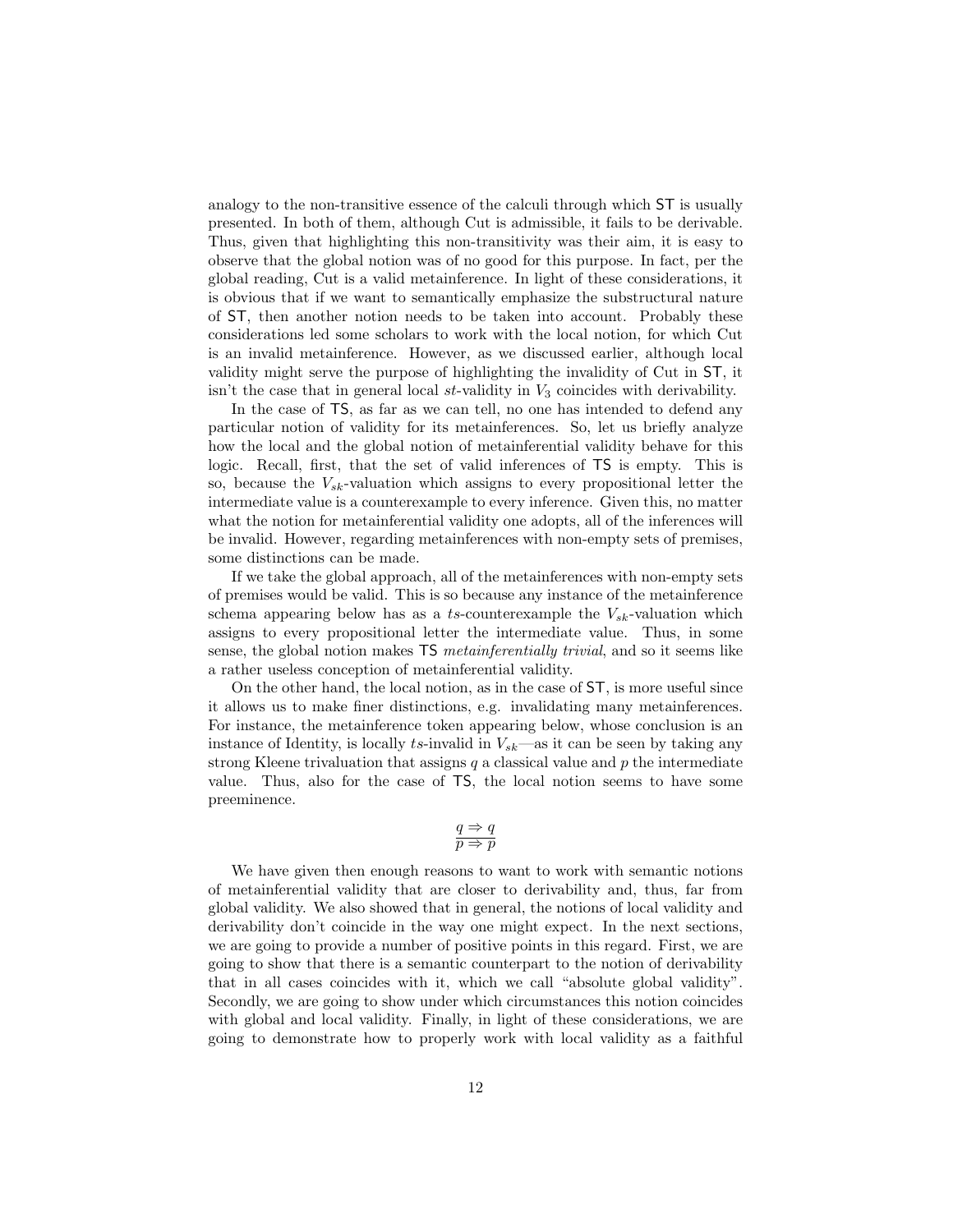analogy to the non-transitive essence of the calculi through which ST is usually presented. In both of them, although Cut is admissible, it fails to be derivable. Thus, given that highlighting this non-transitivity was their aim, it is easy to observe that the global notion was of no good for this purpose. In fact, per the global reading, Cut is a valid metainference. In light of these considerations, it is obvious that if we want to semantically emphasize the substructural nature of ST, then another notion needs to be taken into account. Probably these considerations led some scholars to work with the local notion, for which Cut is an invalid metainference. However, as we discussed earlier, although local validity might serve the purpose of highlighting the invalidity of Cut in ST, it isn't the case that in general local $st$-validity in $V_3$ coincides with derivability.

In the case of TS, as far as we can tell, no one has intended to defend any particular notion of validity for its metainferences. So, let us briefly analyze how the local and the global notion of metainferential validity behave for this logic. Recall, first, that the set of valid inferences of TS is empty. This is so, because the $V_{sk}$-valuation which assigns to every propositional letter the intermediate value is a counterexample to every inference. Given this, no matter what the notion for metainferential validity one adopts, all of the inferences will be invalid. However, regarding metainferences with non-empty sets of premises, some distinctions can be made.

If we take the global approach, all of the metainferences with non-empty sets of premises would be valid. This is so because any instance of the metainference schema appearing below has as a $ts$-counterexample the $V_{sk}$-valuation which assigns to every propositional letter the intermediate value. Thus, in some sense, the global notion makes TS *metainferentially trivial*, and so it seems like a rather useless conception of metainferential validity.

On the other hand, the local notion, as in the case of ST, is more useful since it allows us to make finer distinctions, e.g. invalidating many metainferences. For instance, the metainference token appearing below, whose conclusion is an instance of Identity, is locally $ts$-invalid in $V_{sk}$—as it can be seen by taking any strong Kleene trivaluation that assigns $q$ a classical value and $p$ the intermediate value. Thus, also for the case of TS, the local notion seems to have some preeminence.

$$\frac{q \Rightarrow q}{p \Rightarrow p}$$

We have given then enough reasons to want to work with semantic notions of metainferential validity that are closer to derivability and, thus, far from global validity. We also showed that in general, the notions of local validity and derivability don't coincide in the way one might expect. In the next sections, we are going to provide a number of positive points in this regard. First, we are going to show that there is a semantic counterpart to the notion of derivability that in all cases coincides with it, which we call "absolute global validity". Secondly, we are going to show under which circumstances this notion coincides with global and local validity. Finally, in light of these considerations, we are going to demonstrate how to properly work with local validity as a faithful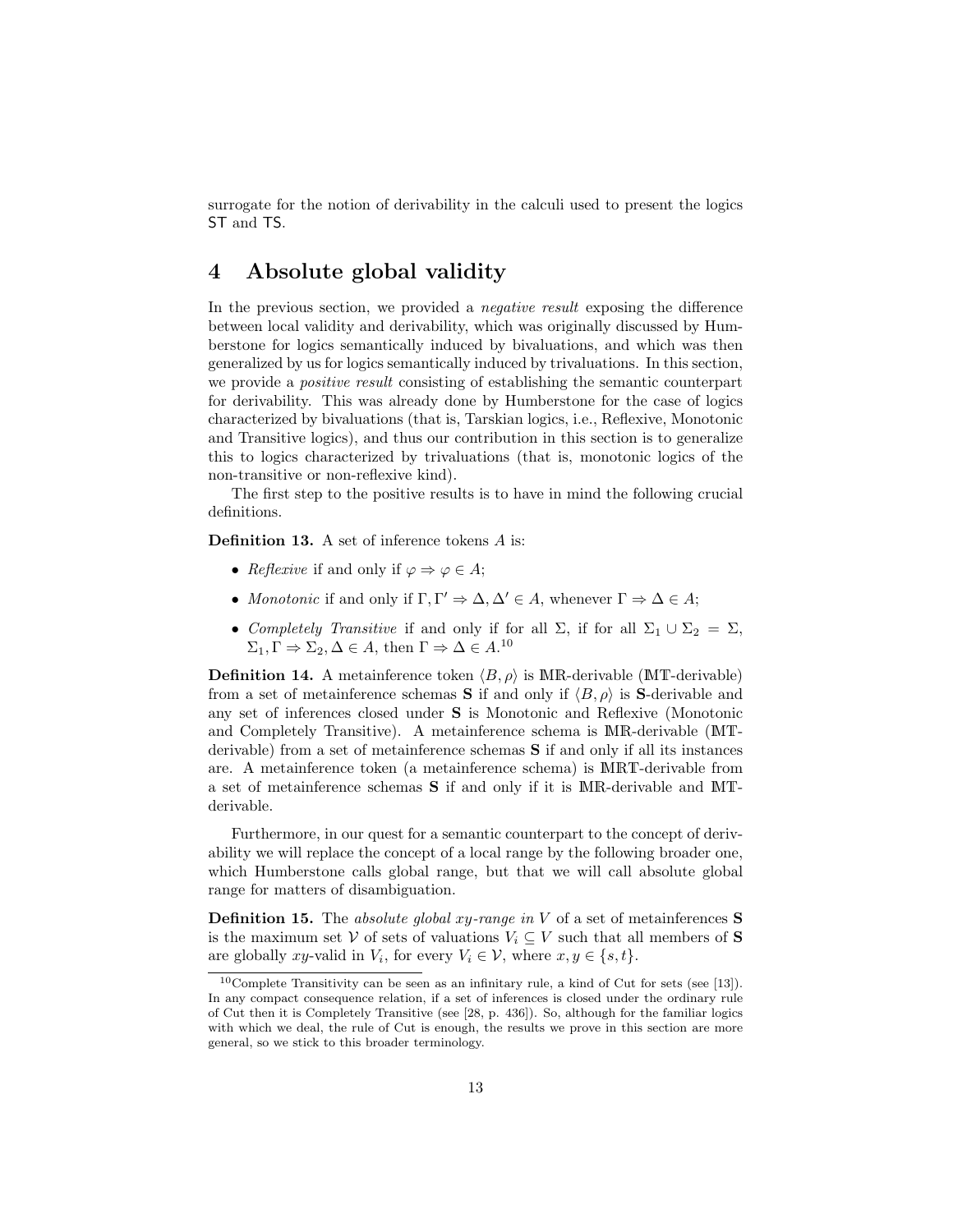surrogate for the notion of derivability in the calculi used to present the logics ST and TS.

## 4 Absolute global validity

In the previous section, we provided a *negative result* exposing the difference between local validity and derivability, which was originally discussed by Humberstone for logics semantically induced by bivaluations, and which was then generalized by us for logics semantically induced by trivaluations. In this section, we provide a *positive result* consisting of establishing the semantic counterpart for derivability. This was already done by Humberstone for the case of logics characterized by bivaluations (that is, Tarskian logics, i.e., Reflexive, Monotonic and Transitive logics), and thus our contribution in this section is to generalize this to logics characterized by trivaluations (that is, monotonic logics of the non-transitive or non-reflexive kind).

The first step to the positive results is to have in mind the following crucial definitions.

**Definition 13.** A set of inference tokens $A$ is:

- *Reflexive* if and only if $\varphi \Rightarrow \varphi \in A$;
- *Monotonic* if and only if $\Gamma, \Gamma' \Rightarrow \Delta, \Delta' \in A$, whenever $\Gamma \Rightarrow \Delta \in A$;
- *Completely Transitive* if and only if for all $\Sigma$, if for all $\Sigma_1 \cup \Sigma_2 = \Sigma$, $\Sigma_1, \Gamma \Rightarrow \Sigma_2, \Delta \in A$, then $\Gamma \Rightarrow \Delta \in A$.[10]

**Definition 14.** A metainference token $\langle B, \rho \rangle$ is $\mathbb{MR}$-derivable ($\mathbb{MT}$-derivable) from a set of metainference schemas $\mathbf{S}$ if and only if $\langle B, \rho \rangle$ is $\mathbf{S}$-derivable and any set of inferences closed under $\mathbf{S}$ is Monotonic and Reflexive (Monotonic and Completely Transitive). A metainference schema is $\mathbb{MR}$-derivable ($\mathbb{MT}$-derivable) from a set of metainference schemas $\mathbf{S}$ if and only if all its instances are. A metainference token (a metainference schema) is $\mathbb{MRT}$-derivable from a set of metainference schemas $\mathbf{S}$ if and only if it is $\mathbb{MR}$-derivable and $\mathbb{MT}$-derivable.

Furthermore, in our quest for a semantic counterpart to the concept of derivability we will replace the concept of a local range by the following broader one, which Humberstone calls global range, but that we will call absolute global range for matters of disambiguation.

**Definition 15.** The *absolute global xy-range in V* of a set of metainferences $\mathbf{S}$ is the maximum set $\mathcal{V}$ of sets of valuations $V_i \subseteq V$ such that all members of $\mathbf{S}$ are globally $xy$-valid in $V_i$, for every $V_i \in \mathcal{V}$, where $x, y \in \{s, t\}$.

---

[10] Complete Transitivity can be seen as an infinitary rule, a kind of Cut for sets (see [13]). In any compact consequence relation, if a set of inferences is closed under the ordinary rule of Cut then it is Completely Transitive (see [28, p. 436]). So, although for the familiar logics with which we deal, the rule of Cut is enough, the results we prove in this section are more general, so we stick to this broader terminology.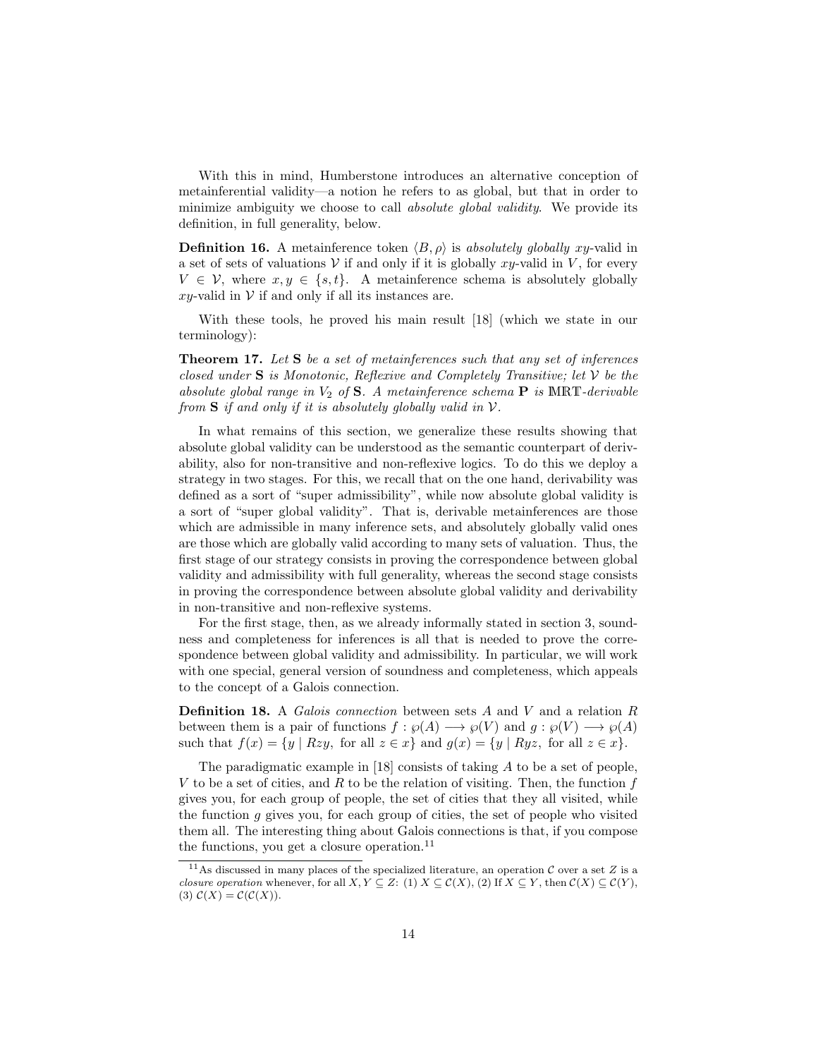With this in mind, Humberstone introduces an alternative conception of metainferential validity—a notion he refers to as global, but that in order to minimize ambiguity we choose to call *absolute global validity*. We provide its definition, in full generality, below.

**Definition 16.** A metainference token $\langle B, \rho \rangle$ is *absolutely globally xy*-valid in a set of sets of valuations $\mathcal{V}$ if and only if it is globally $xy$-valid in $V$, for every $V \in \mathcal{V}$, where $x, y \in \{s, t\}$. A metainference schema is absolutely globally $xy$-valid in $\mathcal{V}$ if and only if all its instances are.

With these tools, he proved his main result [18] (which we state in our terminology):

**Theorem 17.** *Let* $\mathbf{S}$ *be a set of metainferences such that any set of inferences closed under* $\mathbf{S}$ *is Monotonic, Reflexive and Completely Transitive; let* $\mathcal{V}$ *be the absolute global range in* $V_2$ *of* $\mathbf{S}$*. A metainference schema* $\mathbf{P}$ *is* $\mathbb{MRT}$*-derivable from* $\mathbf{S}$ *if and only if it is absolutely globally valid in* $\mathcal{V}$*.*

In what remains of this section, we generalize these results showing that absolute global validity can be understood as the semantic counterpart of derivability, also for non-transitive and non-reflexive logics. To do this we deploy a strategy in two stages. For this, we recall that on the one hand, derivability was defined as a sort of "super admissibility", while now absolute global validity is a sort of "super global validity". That is, derivable metainferences are those which are admissible in many inference sets, and absolutely globally valid ones are those which are globally valid according to many sets of valuation. Thus, the first stage of our strategy consists in proving the correspondence between global validity and admissibility with full generality, whereas the second stage consists in proving the correspondence between absolute global validity and derivability in non-transitive and non-reflexive systems.

For the first stage, then, as we already informally stated in section 3, soundness and completeness for inferences is all that is needed to prove the correspondence between global validity and admissibility. In particular, we will work with one special, general version of soundness and completeness, which appeals to the concept of a Galois connection.

**Definition 18.** A *Galois connection* between sets $A$ and $V$ and a relation $R$ between them is a pair of functions $f : \wp(A) \longrightarrow \wp(V)$ and $g : \wp(V) \longrightarrow \wp(A)$ such that $f(x) = \{y \mid Rzy, \text{ for all } z \in x\}$ and $g(x) = \{y \mid Ryz, \text{ for all } z \in x\}$.

The paradigmatic example in [18] consists of taking $A$ to be a set of people, $V$ to be a set of cities, and $R$ to be the relation of visiting. Then, the function $f$ gives you, for each group of people, the set of cities that they all visited, while the function $g$ gives you, for each group of cities, the set of people who visited them all. The interesting thing about Galois connections is that, if you compose the functions, you get a closure operation.[11]

[11] As discussed in many places of the specialized literature, an operation $\mathcal{C}$ over a set $Z$ is a *closure operation* whenever, for all $X, Y \subseteq Z$: (1) $X \subseteq \mathcal{C}(X)$, (2) If $X \subseteq Y$, then $\mathcal{C}(X) \subseteq \mathcal{C}(Y)$, (3) $\mathcal{C}(X) = \mathcal{C}(\mathcal{C}(X))$.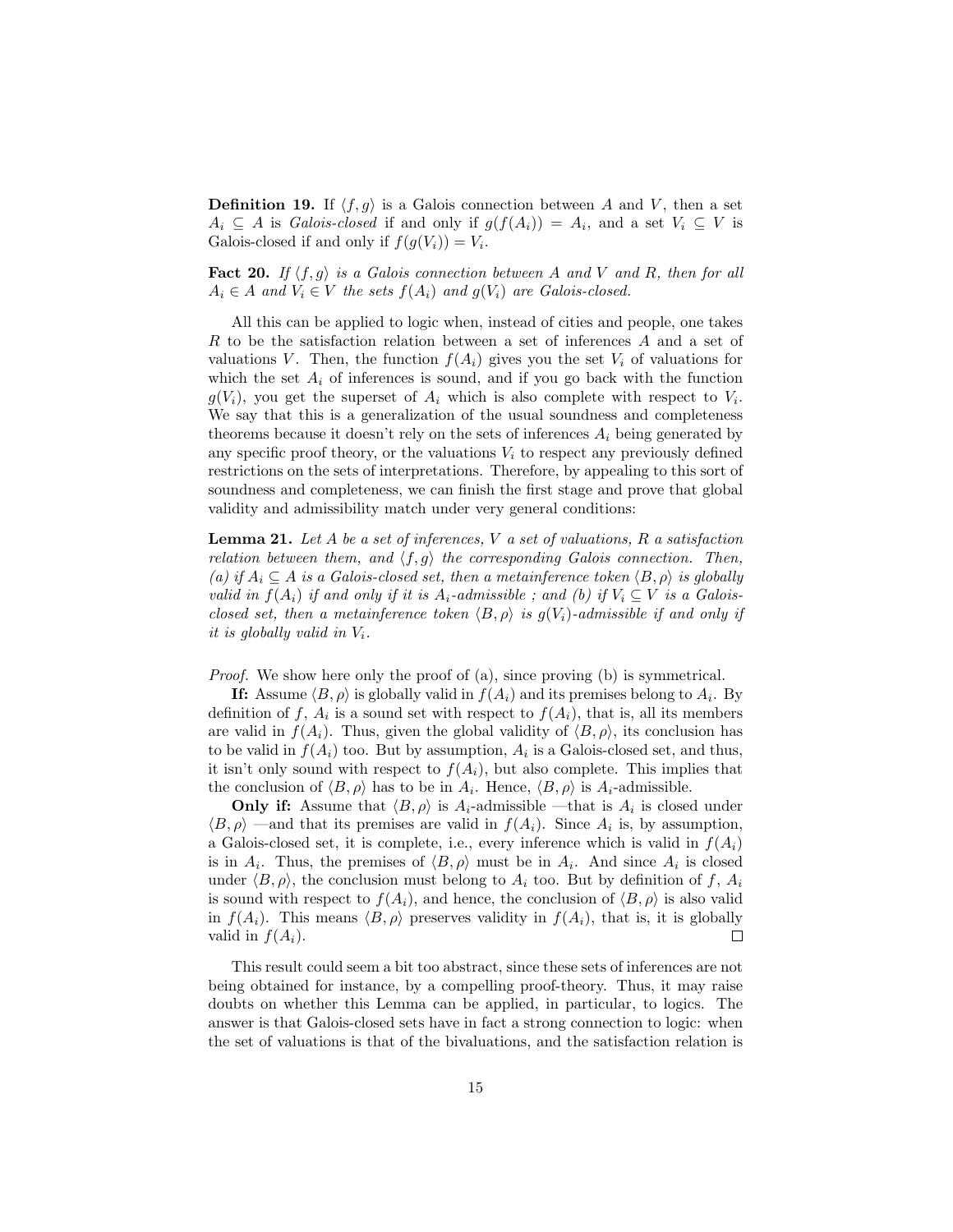**Definition 19.** If $\langle f, g \rangle$ is a Galois connection between $A$ and $V$, then a set $A_i \subseteq A$ is *Galois-closed* if and only if $g(f(A_i)) = A_i$, and a set $V_i \subseteq V$ is Galois-closed if and only if $f(g(V_i)) = V_i$.

**Fact 20.** *If $\langle f, g \rangle$ is a Galois connection between $A$ and $V$ and $R$, then for all $A_i \in A$ and $V_i \in V$ the sets $f(A_i)$ and $g(V_i)$ are Galois-closed.*

All this can be applied to logic when, instead of cities and people, one takes $R$ to be the satisfaction relation between a set of inferences $A$ and a set of valuations $V$. Then, the function $f(A_i)$ gives you the set $V_i$ of valuations for which the set $A_i$ of inferences is sound, and if you go back with the function $g(V_i)$, you get the superset of $A_i$ which is also complete with respect to $V_i$. We say that this is a generalization of the usual soundness and completeness theorems because it doesn't rely on the sets of inferences $A_i$ being generated by any specific proof theory, or the valuations $V_i$ to respect any previously defined restrictions on the sets of interpretations. Therefore, by appealing to this sort of soundness and completeness, we can finish the first stage and prove that global validity and admissibility match under very general conditions:

**Lemma 21.** *Let $A$ be a set of inferences, $V$ a set of valuations, $R$ a satisfaction relation between them, and $\langle f, g \rangle$ the corresponding Galois connection. Then, (a) if $A_i \subseteq A$ is a Galois-closed set, then a metainference token $\langle B, \rho \rangle$ is globally valid in $f(A_i)$ if and only if it is $A_i$-admissible ; and (b) if $V_i \subseteq V$ is a Galois-closed set, then a metainference token $\langle B, \rho \rangle$ is $g(V_i)$-admissible if and only if it is globally valid in $V_i$.*

*Proof.* We show here only the proof of (a), since proving (b) is symmetrical.

**If:** Assume $\langle B, \rho \rangle$ is globally valid in $f(A_i)$ and its premises belong to $A_i$. By definition of $f$, $A_i$ is a sound set with respect to $f(A_i)$, that is, all its members are valid in $f(A_i)$. Thus, given the global validity of $\langle B, \rho \rangle$, its conclusion has to be valid in $f(A_i)$ too. But by assumption, $A_i$ is a Galois-closed set, and thus, it isn't only sound with respect to $f(A_i)$, but also complete. This implies that the conclusion of $\langle B, \rho \rangle$ has to be in $A_i$. Hence, $\langle B, \rho \rangle$ is $A_i$-admissible.

**Only if:** Assume that $\langle B, \rho \rangle$ is $A_i$-admissible —that is $A_i$ is closed under $\langle B, \rho \rangle$ —and that its premises are valid in $f(A_i)$. Since $A_i$ is, by assumption, a Galois-closed set, it is complete, i.e., every inference which is valid in $f(A_i)$ is in $A_i$. Thus, the premises of $\langle B, \rho \rangle$ must be in $A_i$. And since $A_i$ is closed under $\langle B, \rho \rangle$, the conclusion must belong to $A_i$ too. But by definition of $f$, $A_i$ is sound with respect to $f(A_i)$, and hence, the conclusion of $\langle B, \rho \rangle$ is also valid in $f(A_i)$. This means $\langle B, \rho \rangle$ preserves validity in $f(A_i)$, that is, it is globally valid in $f(A_i)$. □

This result could seem a bit too abstract, since these sets of inferences are not being obtained for instance, by a compelling proof-theory. Thus, it may raise doubts on whether this Lemma can be applied, in particular, to logics. The answer is that Galois-closed sets have in fact a strong connection to logic: when the set of valuations is that of the bivaluations, and the satisfaction relation is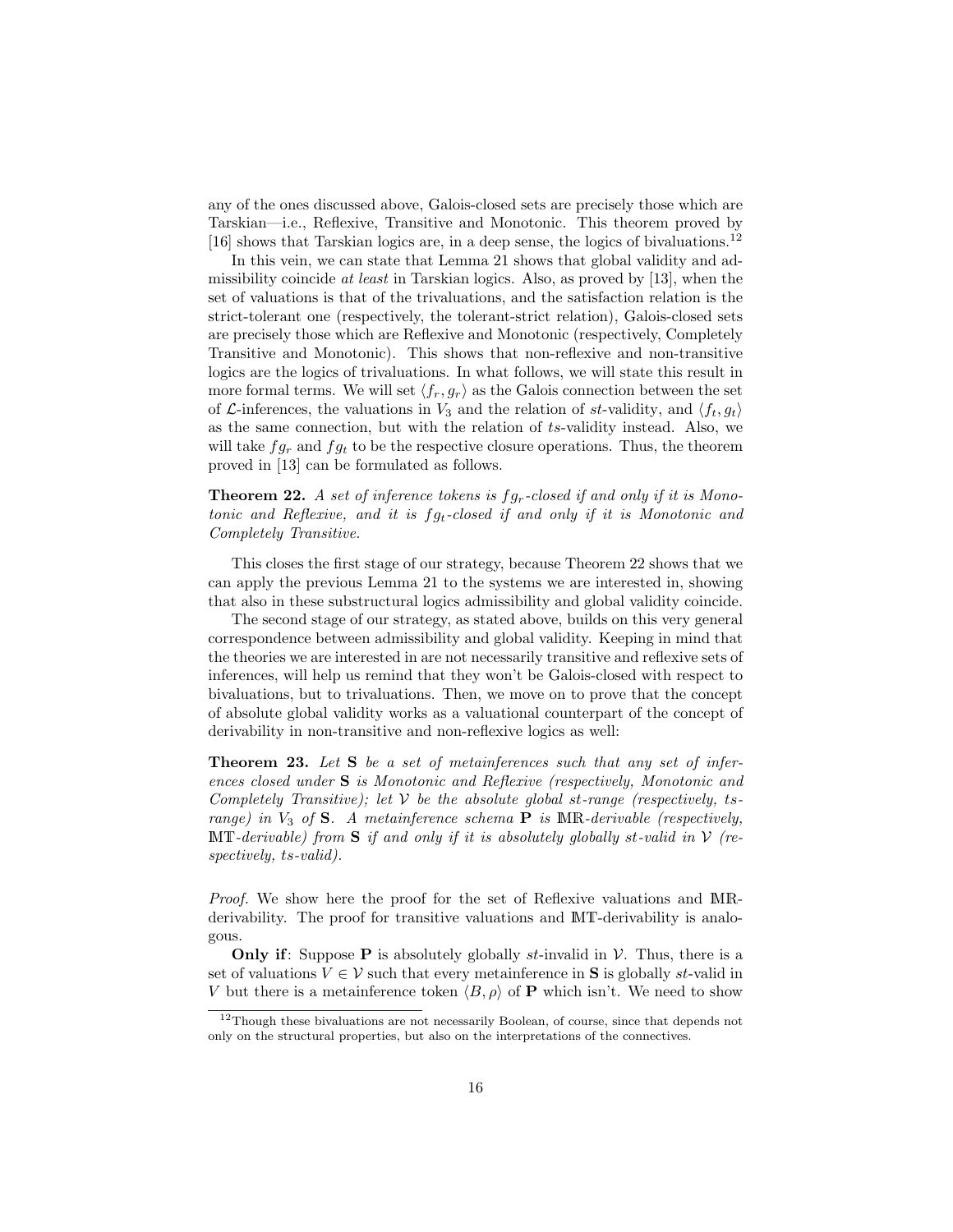any of the ones discussed above, Galois-closed sets are precisely those which are Tarskian—i.e., Reflexive, Transitive and Monotonic. This theorem proved by [16] shows that Tarskian logics are, in a deep sense, the logics of bivaluations.[12]

In this vein, we can state that Lemma 21 shows that global validity and admissibility coincide *at least* in Tarskian logics. Also, as proved by [13], when the set of valuations is that of the trivaluations, and the satisfaction relation is the strict-tolerant one (respectively, the tolerant-strict relation), Galois-closed sets are precisely those which are Reflexive and Monotonic (respectively, Completely Transitive and Monotonic). This shows that non-reflexive and non-transitive logics are the logics of trivaluations. In what follows, we will state this result in more formal terms. We will set $\langle f_r, g_r \rangle$ as the Galois connection between the set of $\mathcal{L}$-inferences, the valuations in $V_3$ and the relation of *st*-validity, and $\langle f_t, g_t \rangle$ as the same connection, but with the relation of *ts*-validity instead. Also, we will take $fg_r$ and $fg_t$ to be the respective closure operations. Thus, the theorem proved in [13] can be formulated as follows.

**Theorem 22.** *A set of inference tokens is $fg_r$-closed if and only if it is Monotonic and Reflexive, and it is $fg_t$-closed if and only if it is Monotonic and Completely Transitive.*

This closes the first stage of our strategy, because Theorem 22 shows that we can apply the previous Lemma 21 to the systems we are interested in, showing that also in these substructural logics admissibility and global validity coincide.

The second stage of our strategy, as stated above, builds on this very general correspondence between admissibility and global validity. Keeping in mind that the theories we are interested in are not necessarily transitive and reflexive sets of inferences, will help us remind that they won't be Galois-closed with respect to bivaluations, but to trivaluations. Then, we move on to prove that the concept of absolute global validity works as a valuational counterpart of the concept of derivability in non-transitive and non-reflexive logics as well:

**Theorem 23.** *Let **S** be a set of metainferences such that any set of inferences closed under **S** is Monotonic and Reflexive (respectively, Monotonic and Completely Transitive); let $\mathcal{V}$ be the absolute global st-range (respectively, ts-range) in $V_3$ of **S**. A metainference schema **P** is $\mathbb{MR}$-derivable (respectively, $\mathbb{MT}$-derivable) from **S** if and only if it is absolutely globally st-valid in $\mathcal{V}$ (respectively, ts-valid).*

*Proof.* We show here the proof for the set of Reflexive valuations and $\mathbb{MR}$-derivability. The proof for transitive valuations and $\mathbb{MT}$-derivability is analogous.

**Only if**: Suppose **P** is absolutely globally *st*-invalid in $\mathcal{V}$. Thus, there is a set of valuations $V \in \mathcal{V}$ such that every metainference in **S** is globally *st*-valid in $V$ but there is a metainference token $\langle B, \rho \rangle$ of **P** which isn't. We need to show

[12] Though these bivaluations are not necessarily Boolean, of course, since that depends not only on the structural properties, but also on the interpretations of the connectives.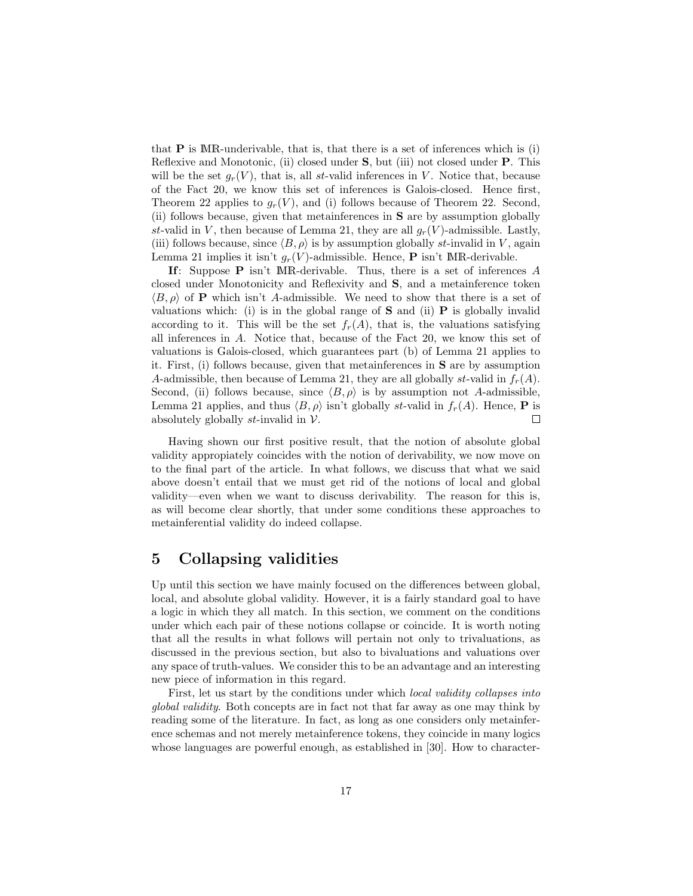that $\mathbf{P}$ is $\mathbb{MR}$-underivable, that is, that there is a set of inferences which is (i) Reflexive and Monotonic, (ii) closed under $\mathbf{S}$, but (iii) not closed under $\mathbf{P}$. This will be the set $g_r(V)$, that is, all *st*-valid inferences in $V$. Notice that, because of the Fact 20, we know this set of inferences is Galois-closed. Hence first, Theorem 22 applies to $g_r(V)$, and (i) follows because of Theorem 22. Second, (ii) follows because, given that metainferences in $\mathbf{S}$ are by assumption globally *st*-valid in $V$, then because of Lemma 21, they are all $g_r(V)$-admissible. Lastly, (iii) follows because, since $\langle B, \rho \rangle$ is by assumption globally *st*-invalid in $V$, again Lemma 21 implies it isn't $g_r(V)$-admissible. Hence, $\mathbf{P}$ isn't $\mathbb{MR}$-derivable.

**If**: Suppose $\mathbf{P}$ isn't $\mathbb{MR}$-derivable. Thus, there is a set of inferences $A$ closed under Monotonicity and Reflexivity and $\mathbf{S}$, and a metainference token $\langle B, \rho \rangle$ of $\mathbf{P}$ which isn't $A$-admissible. We need to show that there is a set of valuations which: (i) is in the global range of $\mathbf{S}$ and (ii) $\mathbf{P}$ is globally invalid according to it. This will be the set $f_r(A)$, that is, the valuations satisfying all inferences in $A$. Notice that, because of the Fact 20, we know this set of valuations is Galois-closed, which guarantees part (b) of Lemma 21 applies to it. First, (i) follows because, given that metainferences in $\mathbf{S}$ are by assumption $A$-admissible, then because of Lemma 21, they are all globally *st*-valid in $f_r(A)$. Second, (ii) follows because, since $\langle B, \rho \rangle$ is by assumption not $A$-admissible, Lemma 21 applies, and thus $\langle B, \rho \rangle$ isn't globally *st*-valid in $f_r(A)$. Hence, $\mathbf{P}$ is absolutely globally *st*-invalid in $\mathcal{V}$. $\square$

Having shown our first positive result, that the notion of absolute global validity appropiately coincides with the notion of derivability, we now move on to the final part of the article. In what follows, we discuss that what we said above doesn't entail that we must get rid of the notions of local and global validity—even when we want to discuss derivability. The reason for this is, as will become clear shortly, that under some conditions these approaches to metainferential validity do indeed collapse.

## 5 Collapsing validities

Up until this section we have mainly focused on the differences between global, local, and absolute global validity. However, it is a fairly standard goal to have a logic in which they all match. In this section, we comment on the conditions under which each pair of these notions collapse or coincide. It is worth noting that all the results in what follows will pertain not only to trivaluations, as discussed in the previous section, but also to bivaluations and valuations over any space of truth-values. We consider this to be an advantage and an interesting new piece of information in this regard.

First, let us start by the conditions under which *local validity collapses into global validity*. Both concepts are in fact not that far away as one may think by reading some of the literature. In fact, as long as one considers only metainference schemas and not merely metainference tokens, they coincide in many logics whose languages are powerful enough, as established in [30]. How to character-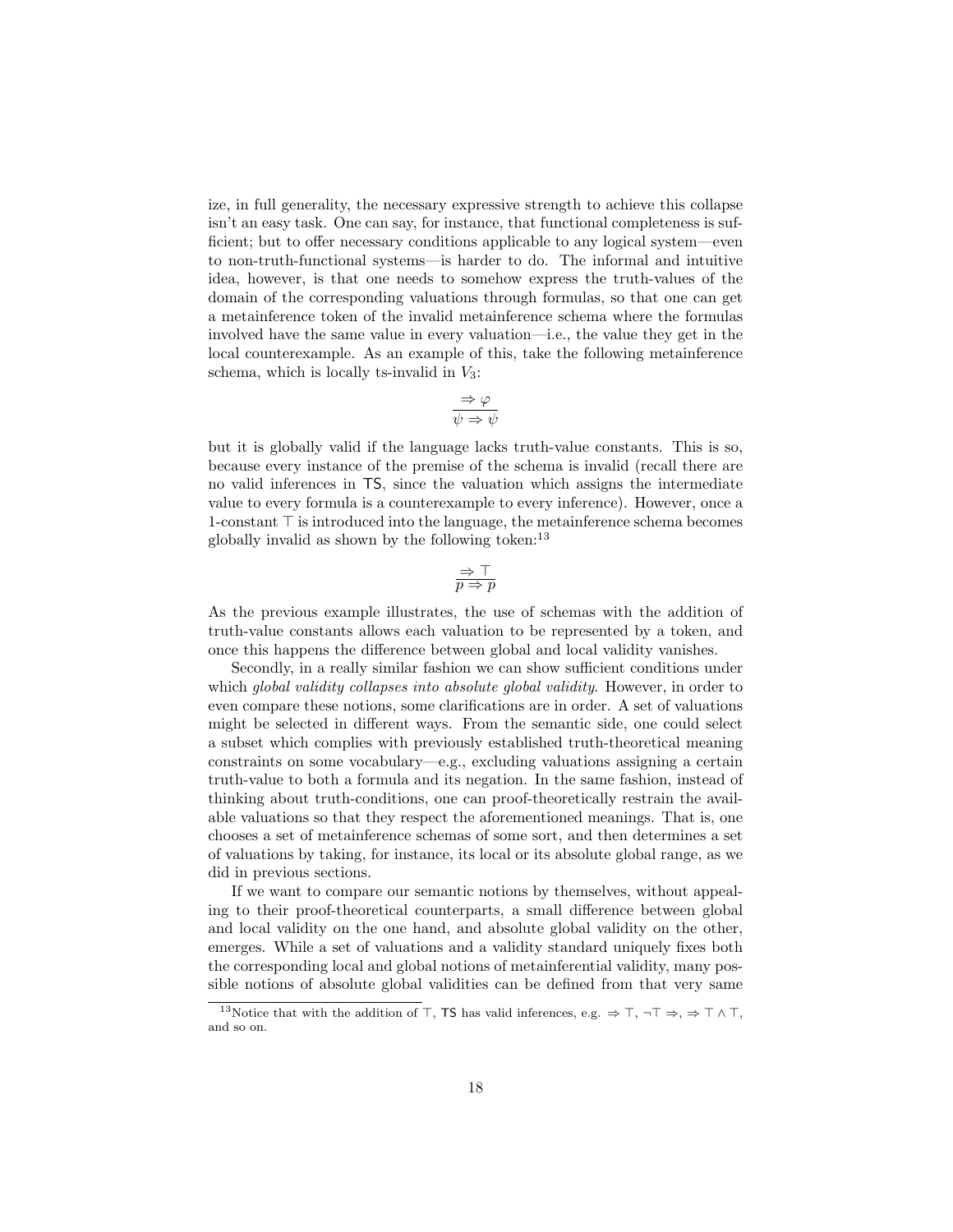ize, in full generality, the necessary expressive strength to achieve this collapse isn't an easy task. One can say, for instance, that functional completeness is sufficient; but to offer necessary conditions applicable to any logical system—even to non-truth-functional systems—is harder to do. The informal and intuitive idea, however, is that one needs to somehow express the truth-values of the domain of the corresponding valuations through formulas, so that one can get a metainference token of the invalid metainference schema where the formulas involved have the same value in every valuation—i.e., the value they get in the local counterexample. As an example of this, take the following metainference schema, which is locally ts-invalid in $V_3$:

$$\frac{\Rightarrow \varphi}{\psi \Rightarrow \psi}$$

but it is globally valid if the language lacks truth-value constants. This is so, because every instance of the premise of the schema is invalid (recall there are no valid inferences in $\mathsf{TS}$, since the valuation which assigns the intermediate value to every formula is a counterexample to every inference). However, once a 1-constant $\top$ is introduced into the language, the metainference schema becomes globally invalid as shown by the following token:[13]

$$\frac{\Rightarrow \top}{p \Rightarrow p}$$

As the previous example illustrates, the use of schemas with the addition of truth-value constants allows each valuation to be represented by a token, and once this happens the difference between global and local validity vanishes.

Secondly, in a really similar fashion we can show sufficient conditions under which *global validity collapses into absolute global validity*. However, in order to even compare these notions, some clarifications are in order. A set of valuations might be selected in different ways. From the semantic side, one could select a subset which complies with previously established truth-theoretical meaning constraints on some vocabulary—e.g., excluding valuations assigning a certain truth-value to both a formula and its negation. In the same fashion, instead of thinking about truth-conditions, one can proof-theoretically restrain the available valuations so that they respect the aforementioned meanings. That is, one chooses a set of metainference schemas of some sort, and then determines a set of valuations by taking, for instance, its local or its absolute global range, as we did in previous sections.

If we want to compare our semantic notions by themselves, without appealing to their proof-theoretical counterparts, a small difference between global and local validity on the one hand, and absolute global validity on the other, emerges. While a set of valuations and a validity standard uniquely fixes both the corresponding local and global notions of metainferential validity, many possible notions of absolute global validities can be defined from that very same

[13]Notice that with the addition of $\top$, $\mathsf{TS}$ has valid inferences, e.g. $\Rightarrow \top$, $\neg\top \Rightarrow$, $\Rightarrow \top \wedge \top$, and so on.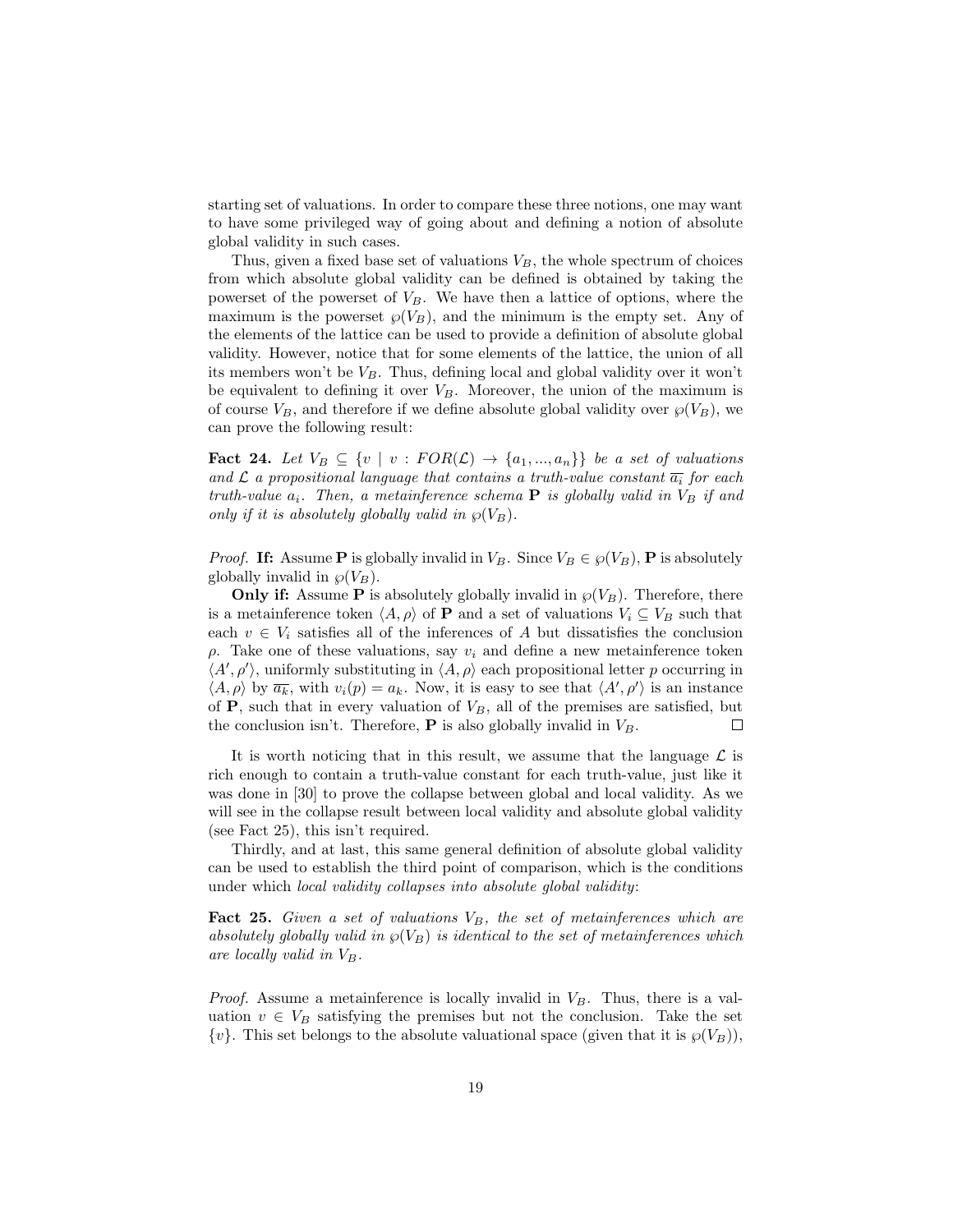starting set of valuations. In order to compare these three notions, one may want to have some privileged way of going about and defining a notion of absolute global validity in such cases.

Thus, given a fixed base set of valuations $V_B$, the whole spectrum of choices from which absolute global validity can be defined is obtained by taking the powerset of the powerset of $V_B$. We have then a lattice of options, where the maximum is the powerset $\wp(V_B)$, and the minimum is the empty set. Any of the elements of the lattice can be used to provide a definition of absolute global validity. However, notice that for some elements of the lattice, the union of all its members won't be $V_B$. Thus, defining local and global validity over it won't be equivalent to defining it over $V_B$. Moreover, the union of the maximum is of course $V_B$, and therefore if we define absolute global validity over $\wp(V_B)$, we can prove the following result:

**Fact 24.** *Let $V_B \subseteq \{v \mid v : FOR(\mathcal{L}) \to \{a_1, ..., a_n\}\}$ be a set of valuations and $\mathcal{L}$ a propositional language that contains a truth-value constant $\overline{a_i}$ for each truth-value $a_i$. Then, a metainference schema $\mathbf{P}$ is globally valid in $V_B$ if and only if it is absolutely globally valid in $\wp(V_B)$.*

*Proof.* **If:** Assume $\mathbf{P}$ is globally invalid in $V_B$. Since $V_B \in \wp(V_B)$, $\mathbf{P}$ is absolutely globally invalid in $\wp(V_B)$.

**Only if:** Assume $\mathbf{P}$ is absolutely globally invalid in $\wp(V_B)$. Therefore, there is a metainference token $\langle A, \rho \rangle$ of $\mathbf{P}$ and a set of valuations $V_i \subseteq V_B$ such that each $v \in V_i$ satisfies all of the inferences of $A$ but dissatisfies the conclusion $\rho$. Take one of these valuations, say $v_i$ and define a new metainference token $\langle A', \rho' \rangle$, uniformly substituting in $\langle A, \rho \rangle$ each propositional letter $p$ occurring in $\langle A, \rho \rangle$ by $\overline{a_k}$, with $v_i(p) = a_k$. Now, it is easy to see that $\langle A', \rho' \rangle$ is an instance of $\mathbf{P}$, such that in every valuation of $V_B$, all of the premises are satisfied, but the conclusion isn't. Therefore, $\mathbf{P}$ is also globally invalid in $V_B$. □

It is worth noticing that in this result, we assume that the language $\mathcal{L}$ is rich enough to contain a truth-value constant for each truth-value, just like it was done in [30] to prove the collapse between global and local validity. As we will see in the collapse result between local validity and absolute global validity (see Fact 25), this isn't required.

Thirdly, and at last, this same general definition of absolute global validity can be used to establish the third point of comparison, which is the conditions under which *local validity collapses into absolute global validity*:

**Fact 25.** *Given a set of valuations $V_B$, the set of metainferences which are absolutely globally valid in $\wp(V_B)$ is identical to the set of metainferences which are locally valid in $V_B$.*

*Proof.* Assume a metainference is locally invalid in $V_B$. Thus, there is a valuation $v \in V_B$ satisfying the premises but not the conclusion. Take the set $\{v\}$. This set belongs to the absolute valuational space (given that it is $\wp(V_B)$),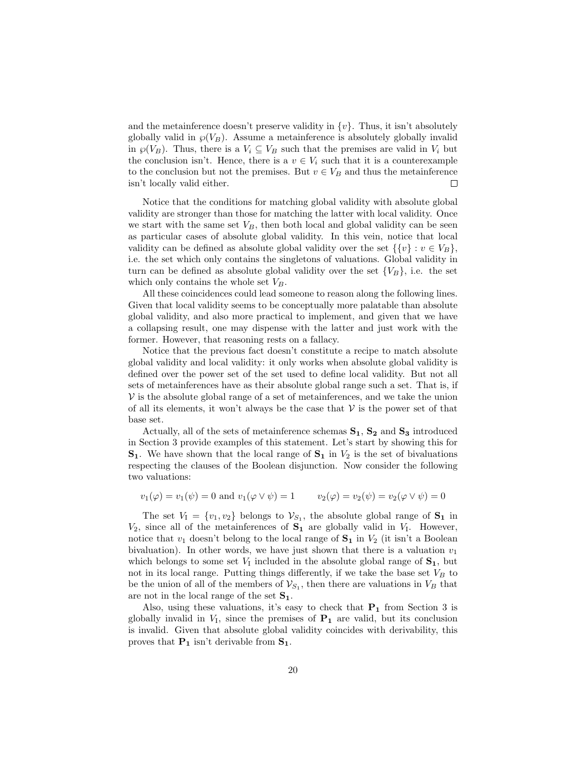and the metainference doesn't preserve validity in $\{v\}$. Thus, it isn't absolutely globally valid in $\wp(V_B)$. Assume a metainference is absolutely globally invalid in $\wp(V_B)$. Thus, there is a $V_i \subseteq V_B$ such that the premises are valid in $V_i$ but the conclusion isn't. Hence, there is a $v \in V_i$ such that it is a counterexample to the conclusion but not the premises. But $v \in V_B$ and thus the metainference isn't locally valid either. □

Notice that the conditions for matching global validity with absolute global validity are stronger than those for matching the latter with local validity. Once we start with the same set $V_B$, then both local and global validity can be seen as particular cases of absolute global validity. In this vein, notice that local validity can be defined as absolute global validity over the set $\{\{v\} : v \in V_B\}$, i.e. the set which only contains the singletons of valuations. Global validity in turn can be defined as absolute global validity over the set $\{V_B\}$, i.e. the set which only contains the whole set $V_B$.

All these coincidences could lead someone to reason along the following lines. Given that local validity seems to be conceptually more palatable than absolute global validity, and also more practical to implement, and given that we have a collapsing result, one may dispense with the latter and just work with the former. However, that reasoning rests on a fallacy.

Notice that the previous fact doesn't constitute a recipe to match absolute global validity and local validity: it only works when absolute global validity is defined over the power set of the set used to define local validity. But not all sets of metainferences have as their absolute global range such a set. That is, if $\mathcal{V}$ is the absolute global range of a set of metainferences, and we take the union of all its elements, it won't always be the case that $\mathcal{V}$ is the power set of that base set.

Actually, all of the sets of metainference schemas $\mathbf{S_1}$, $\mathbf{S_2}$ and $\mathbf{S_3}$ introduced in Section 3 provide examples of this statement. Let's start by showing this for $\mathbf{S_1}$. We have shown that the local range of $\mathbf{S_1}$ in $V_2$ is the set of bivaluations respecting the clauses of the Boolean disjunction. Now consider the following two valuations:

$$v_1(\varphi) = v_1(\psi) = 0 \text{ and } v_1(\varphi \vee \psi) = 1 \qquad v_2(\varphi) = v_2(\psi) = v_2(\varphi \vee \psi) = 0$$

The set $V_{\text{I}} = \{v_1, v_2\}$ belongs to $\mathcal{V}_{S_1}$, the absolute global range of $\mathbf{S_1}$ in $V_2$, since all of the metainferences of $\mathbf{S_1}$ are globally valid in $V_{\text{I}}$. However, notice that $v_1$ doesn't belong to the local range of $\mathbf{S_1}$ in $V_2$ (it isn't a Boolean bivaluation). In other words, we have just shown that there is a valuation $v_1$ which belongs to some set $V_{\text{I}}$ included in the absolute global range of $\mathbf{S_1}$, but not in its local range. Putting things differently, if we take the base set $V_B$ to be the union of all of the members of $\mathcal{V}_{S_1}$, then there are valuations in $V_B$ that are not in the local range of the set $\mathbf{S_1}$.

Also, using these valuations, it's easy to check that $\mathbf{P_1}$ from Section 3 is globally invalid in $V_{\text{I}}$, since the premises of $\mathbf{P_1}$ are valid, but its conclusion is invalid. Given that absolute global validity coincides with derivability, this proves that $\mathbf{P_1}$ isn't derivable from $\mathbf{S_1}$.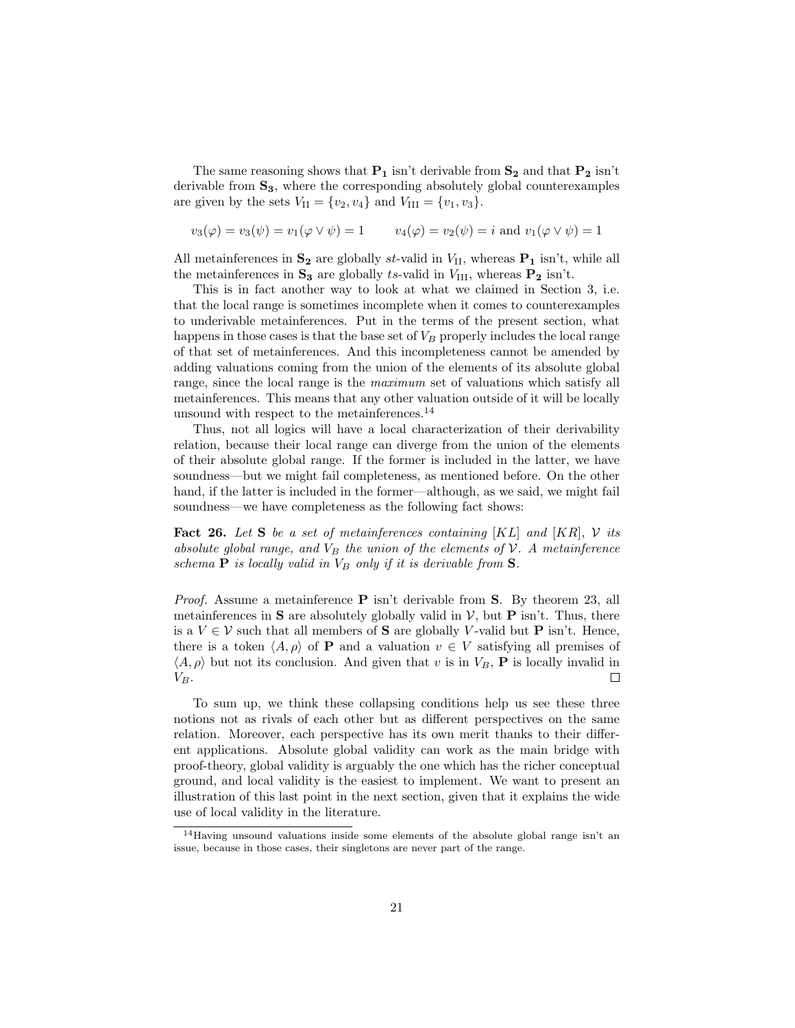The same reasoning shows that $\mathbf{P_1}$ isn't derivable from $\mathbf{S_2}$ and that $\mathbf{P_2}$ isn't derivable from $\mathbf{S_3}$, where the corresponding absolutely global counterexamples are given by the sets $V_{\text{II}} = \{v_2, v_4\}$ and $V_{\text{III}} = \{v_1, v_3\}$.

$$v_3(\varphi) = v_3(\psi) = v_1(\varphi \vee \psi) = 1 \qquad v_4(\varphi) = v_2(\psi) = i \text{ and } v_1(\varphi \vee \psi) = 1$$

All metainferences in $\mathbf{S_2}$ are globally $st$-valid in $V_{\text{II}}$, whereas $\mathbf{P_1}$ isn't, while all the metainferences in $\mathbf{S_3}$ are globally $ts$-valid in $V_{\text{III}}$, whereas $\mathbf{P_2}$ isn't.

This is in fact another way to look at what we claimed in Section 3, i.e. that the local range is sometimes incomplete when it comes to counterexamples to underivable metainferences. Put in the terms of the present section, what happens in those cases is that the base set of $V_B$ properly includes the local range of that set of metainferences. And this incompleteness cannot be amended by adding valuations coming from the union of the elements of its absolute global range, since the local range is the *maximum* set of valuations which satisfy all metainferences. This means that any other valuation outside of it will be locally unsound with respect to the metainferences.[14]

Thus, not all logics will have a local characterization of their derivability relation, because their local range can diverge from the union of the elements of their absolute global range. If the former is included in the latter, we have soundness—but we might fail completeness, as mentioned before. On the other hand, if the latter is included in the former—although, as we said, we might fail soundness—we have completeness as the following fact shows:

**Fact 26.** *Let* $\mathbf{S}$ *be a set of metainferences containing* $[KL]$ *and* $[KR]$*,* $\mathcal{V}$ *its absolute global range, and* $V_B$ *the union of the elements of* $\mathcal{V}$*. A metainference schema* $\mathbf{P}$ *is locally valid in* $V_B$ *only if it is derivable from* $\mathbf{S}$*.*

*Proof.* Assume a metainference $\mathbf{P}$ isn't derivable from $\mathbf{S}$. By theorem 23, all metainferences in $\mathbf{S}$ are absolutely globally valid in $\mathcal{V}$, but $\mathbf{P}$ isn't. Thus, there is a $V \in \mathcal{V}$ such that all members of $\mathbf{S}$ are globally $V$-valid but $\mathbf{P}$ isn't. Hence, there is a token $\langle A, \rho \rangle$ of $\mathbf{P}$ and a valuation $v \in V$ satisfying all premises of $\langle A, \rho \rangle$ but not its conclusion. And given that $v$ is in $V_B$, $\mathbf{P}$ is locally invalid in $V_B$. $\square$

To sum up, we think these collapsing conditions help us see these three notions not as rivals of each other but as different perspectives on the same relation. Moreover, each perspective has its own merit thanks to their different applications. Absolute global validity can work as the main bridge with proof-theory, global validity is arguably the one which has the richer conceptual ground, and local validity is the easiest to implement. We want to present an illustration of this last point in the next section, given that it explains the wide use of local validity in the literature.

[14] Having unsound valuations inside some elements of the absolute global range isn't an issue, because in those cases, their singletons are never part of the range.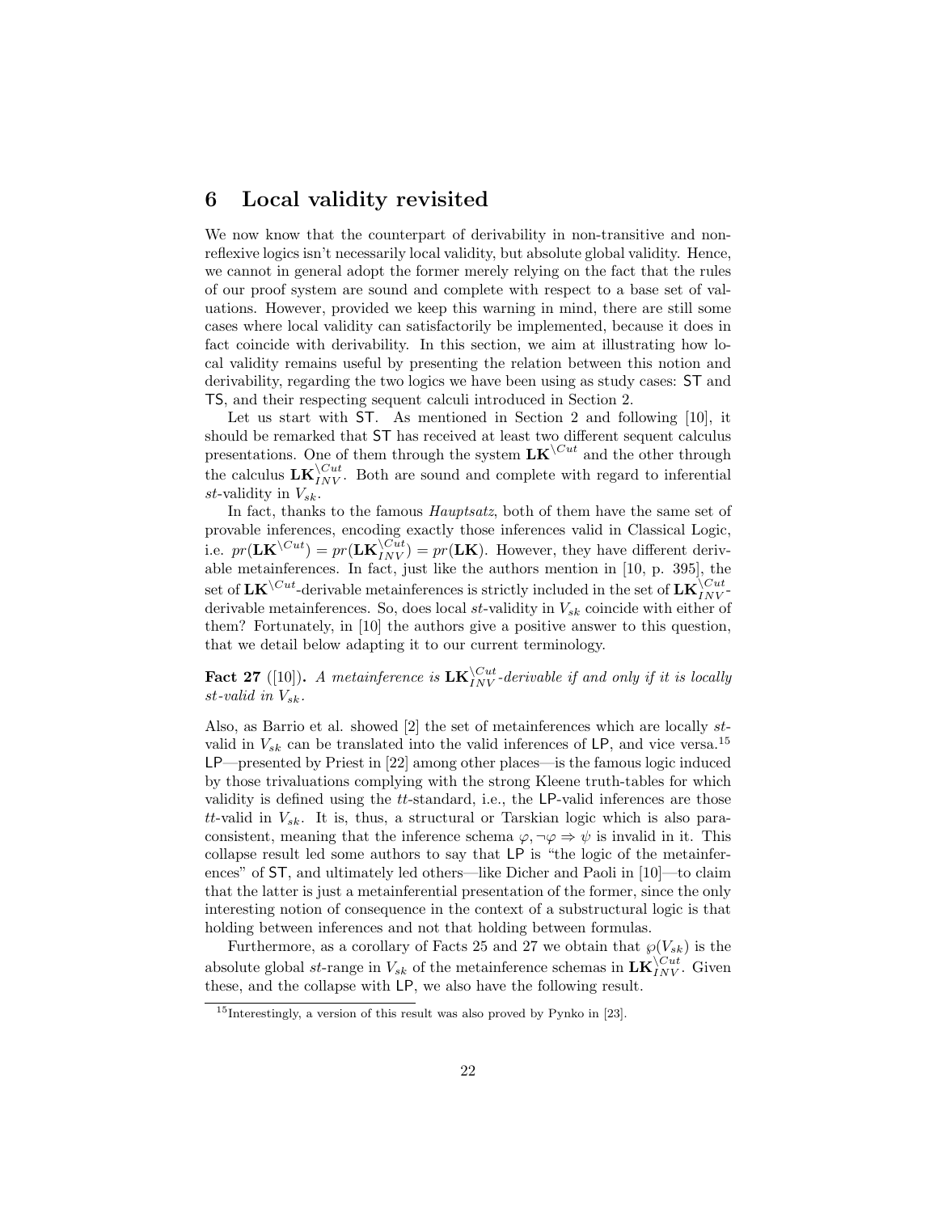## 6 Local validity revisited

We now know that the counterpart of derivability in non-transitive and non-reflexive logics isn't necessarily local validity, but absolute global validity. Hence, we cannot in general adopt the former merely relying on the fact that the rules of our proof system are sound and complete with respect to a base set of valuations. However, provided we keep this warning in mind, there are still some cases where local validity can satisfactorily be implemented, because it does in fact coincide with derivability. In this section, we aim at illustrating how local validity remains useful by presenting the relation between this notion and derivability, regarding the two logics we have been using as study cases: ST and TS, and their respecting sequent calculi introduced in Section 2.

Let us start with ST. As mentioned in Section 2 and following [10], it should be remarked that ST has received at least two different sequent calculus presentations. One of them through the system $\mathbf{LK}^{\setminus Cut}$ and the other through the calculus $\mathbf{LK}^{\setminus Cut}_{INV}$. Both are sound and complete with regard to inferential $st$-validity in $V_{sk}$.

In fact, thanks to the famous *Hauptsatz*, both of them have the same set of provable inferences, encoding exactly those inferences valid in Classical Logic, i.e. $pr(\mathbf{LK}^{\setminus Cut}) = pr(\mathbf{LK}^{\setminus Cut}_{INV}) = pr(\mathbf{LK})$. However, they have different derivable metainferences. In fact, just like the authors mention in [10, p. 395], the set of $\mathbf{LK}^{\setminus Cut}$-derivable metainferences is strictly included in the set of $\mathbf{LK}^{\setminus Cut}_{INV}$-derivable metainferences. So, does local $st$-validity in $V_{sk}$ coincide with either of them? Fortunately, in [10] the authors give a positive answer to this question, that we detail below adapting it to our current terminology.

**Fact 27** ([10]). *A metainference is $\mathbf{LK}^{\setminus Cut}_{INV}$-derivable if and only if it is locally $st$-valid in $V_{sk}$.*

Also, as Barrio et al. showed [2] the set of metainferences which are locally $st$-valid in $V_{sk}$ can be translated into the valid inferences of LP, and vice versa.[15] LP—presented by Priest in [22] among other places—is the famous logic induced by those trivaluations complying with the strong Kleene truth-tables for which validity is defined using the $tt$-standard, i.e., the LP-valid inferences are those $tt$-valid in $V_{sk}$. It is, thus, a structural or Tarskian logic which is also paraconsistent, meaning that the inference schema $\varphi, \neg\varphi \Rightarrow \psi$ is invalid in it. This collapse result led some authors to say that LP is "the logic of the metainferences" of ST, and ultimately led others—like Dicher and Paoli in [10]—to claim that the latter is just a metainferential presentation of the former, since the only interesting notion of consequence in the context of a substructural logic is that holding between inferences and not that holding between formulas.

Furthermore, as a corollary of Facts 25 and 27 we obtain that $\wp(V_{sk})$ is the absolute global $st$-range in $V_{sk}$ of the metainference schemas in $\mathbf{LK}^{\setminus Cut}_{INV}$. Given these, and the collapse with LP, we also have the following result.

[15] Interestingly, a version of this result was also proved by Pynko in [23].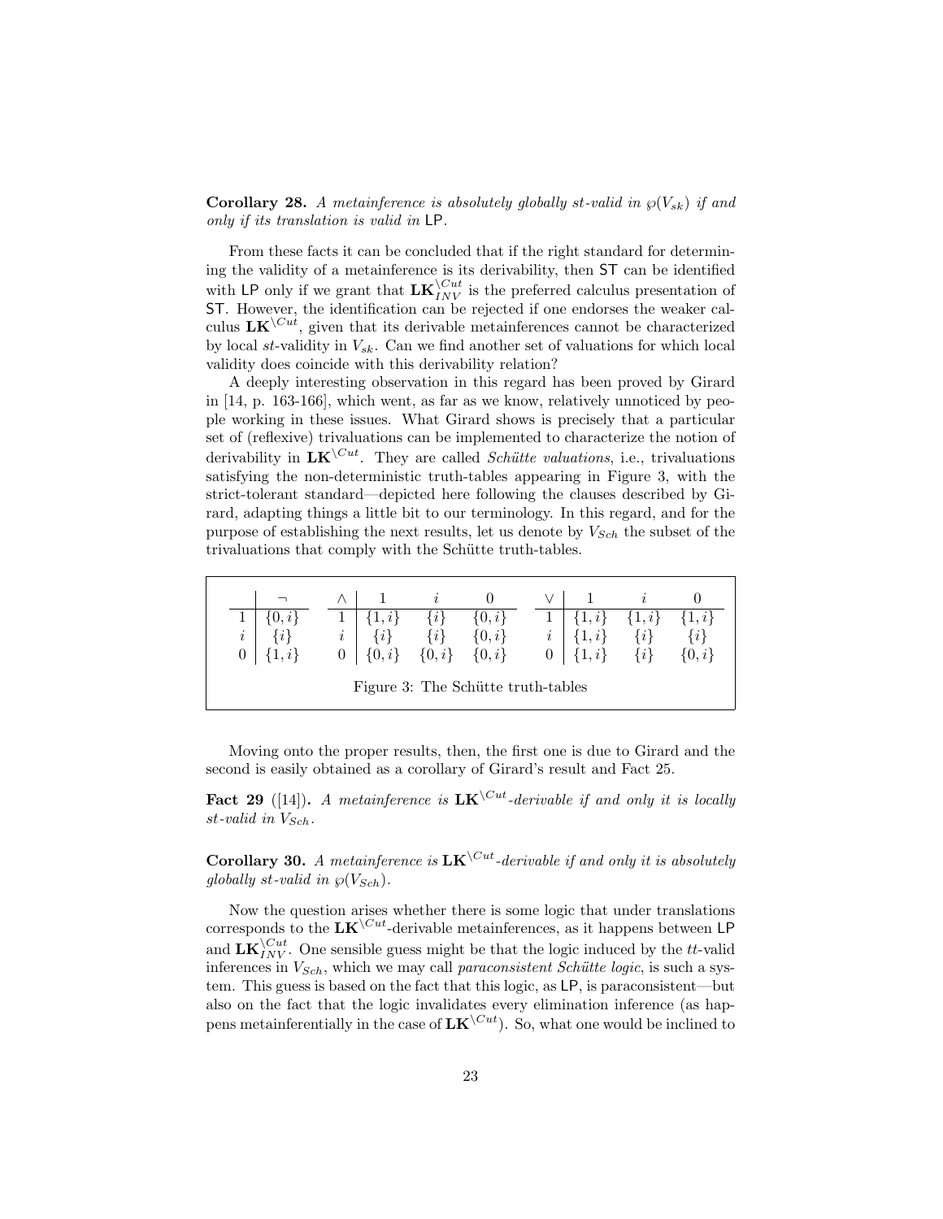**Corollary 28.** *A metainference is absolutely globally st-valid in $\wp(V_{sk})$ if and only if its translation is valid in* LP.

From these facts it can be concluded that if the right standard for determining the validity of a metainference is its derivability, then ST can be identified with LP only if we grant that $\mathbf{LK}^{\setminus Cut}_{INV}$ is the preferred calculus presentation of ST. However, the identification can be rejected if one endorses the weaker calculus $\mathbf{LK}^{\setminus Cut}$, given that its derivable metainferences cannot be characterized by local *st*-validity in $V_{sk}$. Can we find another set of valuations for which local validity does coincide with this derivability relation?

A deeply interesting observation in this regard has been proved by Girard in [14, p. 163-166], which went, as far as we know, relatively unnoticed by people working in these issues. What Girard shows is precisely that a particular set of (reflexive) trivaluations can be implemented to characterize the notion of derivability in $\mathbf{LK}^{\setminus Cut}$. They are called *Schütte valuations*, i.e., trivaluations satisfying the non-deterministic truth-tables appearing in Figure 3, with the strict-tolerant standard—depicted here following the clauses described by Girard, adapting things a little bit to our terminology. In this regard, and for the purpose of establishing the next results, let us denote by $V_{Sch}$ the subset of the trivaluations that comply with the Schütte truth-tables.

| | $\neg$ |
|---|---|
| $1$ | $\{0, i\}$ |
| $i$ | $\{i\}$ |
| $0$ | $\{1, i\}$ |

| $\wedge$ | $1$ | $i$ | $0$ |
|---|---|---|---|
| $1$ | $\{1, i\}$ | $\{i\}$ | $\{0, i\}$ |
| $i$ | $\{i\}$ | $\{i\}$ | $\{0, i\}$ |
| $0$ | $\{0, i\}$ | $\{0, i\}$ | $\{0, i\}$ |

| $\vee$ | $1$ | $i$ | $0$ |
|---|---|---|---|
| $1$ | $\{1, i\}$ | $\{1, i\}$ | $\{1, i\}$ |
| $i$ | $\{1, i\}$ | $\{i\}$ | $\{i\}$ |
| $0$ | $\{1, i\}$ | $\{i\}$ | $\{0, i\}$ |

Figure 3: The Schütte truth-tables

Moving onto the proper results, then, the first one is due to Girard and the second is easily obtained as a corollary of Girard's result and Fact 25.

**Fact 29** ([14])**.** *A metainference is $\mathbf{LK}^{\setminus Cut}$-derivable if and only it is locally st-valid in $V_{Sch}$.*

**Corollary 30.** *A metainference is $\mathbf{LK}^{\setminus Cut}$-derivable if and only it is absolutely globally st-valid in $\wp(V_{Sch})$.*

Now the question arises whether there is some logic that under translations corresponds to the $\mathbf{LK}^{\setminus Cut}$-derivable metainferences, as it happens between LP and $\mathbf{LK}^{\setminus Cut}_{INV}$. One sensible guess might be that the logic induced by the *tt*-valid inferences in $V_{Sch}$, which we may call *paraconsistent Schütte logic*, is such a system. This guess is based on the fact that this logic, as LP, is paraconsistent—but also on the fact that the logic invalidates every elimination inference (as happens metainferentially in the case of $\mathbf{LK}^{\setminus Cut}$). So, what one would be inclined to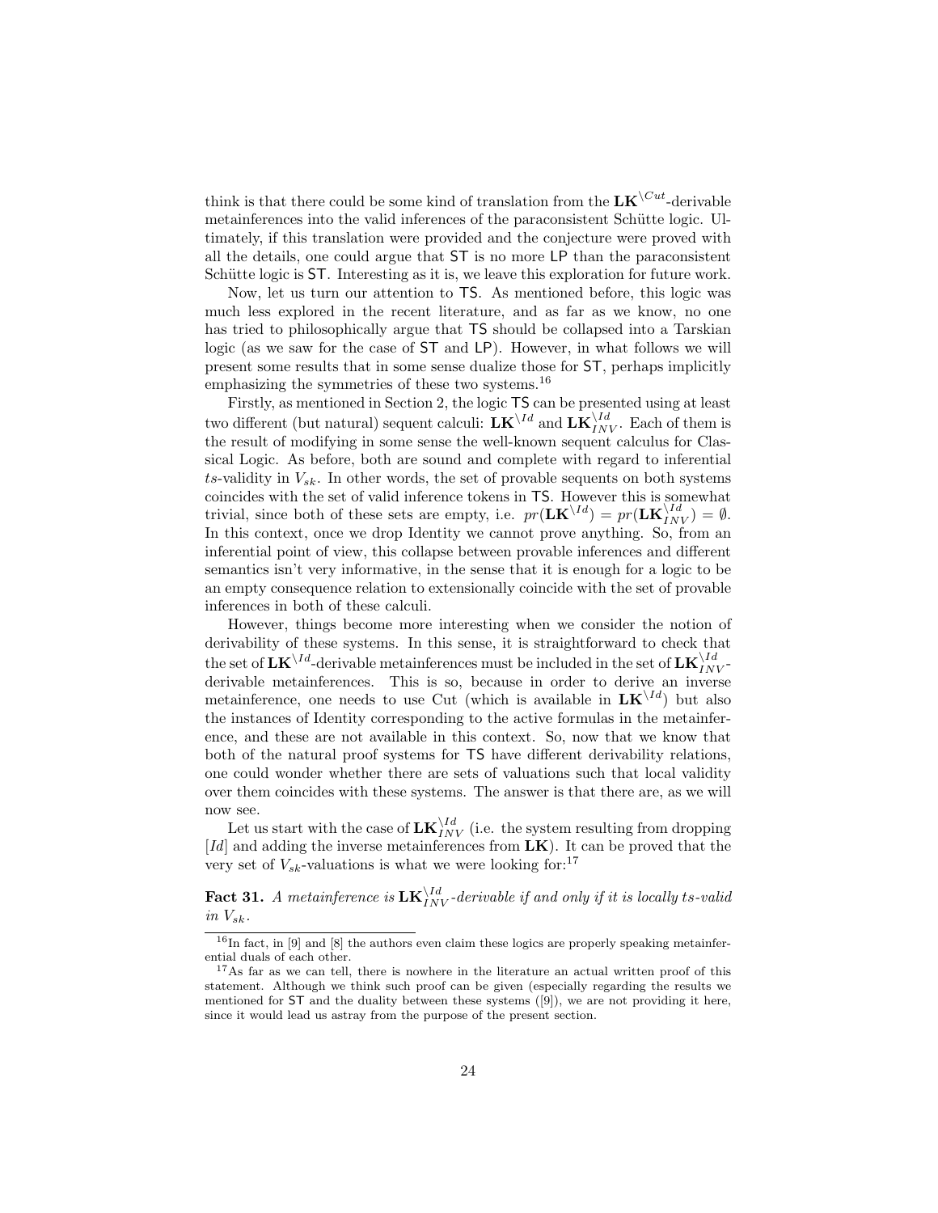think is that there could be some kind of translation from the $\mathbf{LK}^{\setminus Cut}$-derivable metainferences into the valid inferences of the paraconsistent Schütte logic. Ultimately, if this translation were provided and the conjecture were proved with all the details, one could argue that $\mathsf{ST}$ is no more $\mathsf{LP}$ than the paraconsistent Schütte logic is $\mathsf{ST}$. Interesting as it is, we leave this exploration for future work.

Now, let us turn our attention to $\mathsf{TS}$. As mentioned before, this logic was much less explored in the recent literature, and as far as we know, no one has tried to philosophically argue that $\mathsf{TS}$ should be collapsed into a Tarskian logic (as we saw for the case of $\mathsf{ST}$ and $\mathsf{LP}$). However, in what follows we will present some results that in some sense dualize those for $\mathsf{ST}$, perhaps implicitly emphasizing the symmetries of these two systems.[16]

Firstly, as mentioned in Section 2, the logic $\mathsf{TS}$ can be presented using at least two different (but natural) sequent calculi: $\mathbf{LK}^{\setminus Id}$ and $\mathbf{LK}^{\setminus Id}_{INV}$. Each of them is the result of modifying in some sense the well-known sequent calculus for Classical Logic. As before, both are sound and complete with regard to inferential $ts$-validity in $V_{sk}$. In other words, the set of provable sequents on both systems coincides with the set of valid inference tokens in $\mathsf{TS}$. However this is somewhat trivial, since both of these sets are empty, i.e. $pr(\mathbf{LK}^{\setminus Id}) = pr(\mathbf{LK}^{\setminus Id}_{INV}) = \emptyset$. In this context, once we drop Identity we cannot prove anything. So, from an inferential point of view, this collapse between provable inferences and different semantics isn't very informative, in the sense that it is enough for a logic to be an empty consequence relation to extensionally coincide with the set of provable inferences in both of these calculi.

However, things become more interesting when we consider the notion of derivability of these systems. In this sense, it is straightforward to check that the set of $\mathbf{LK}^{\setminus Id}$-derivable metainferences must be included in the set of $\mathbf{LK}^{\setminus Id}_{INV}$-derivable metainferences. This is so, because in order to derive an inverse metainference, one needs to use Cut (which is available in $\mathbf{LK}^{\setminus Id}$) but also the instances of Identity corresponding to the active formulas in the metainference, and these are not available in this context. So, now that we know that both of the natural proof systems for $\mathsf{TS}$ have different derivability relations, one could wonder whether there are sets of valuations such that local validity over them coincides with these systems. The answer is that there are, as we will now see.

Let us start with the case of $\mathbf{LK}^{\setminus Id}_{INV}$ (i.e. the system resulting from dropping [$Id$] and adding the inverse metainferences from $\mathbf{LK}$). It can be proved that the very set of $V_{sk}$-valuations is what we were looking for:[17]

**Fact 31.** *A metainference is $\mathbf{LK}^{\setminus Id}_{INV}$-derivable if and only if it is locally $ts$-valid in $V_{sk}$.*

[16] In fact, in [9] and [8] the authors even claim these logics are properly speaking metainferential duals of each other.

[17] As far as we can tell, there is nowhere in the literature an actual written proof of this statement. Although we think such proof can be given (especially regarding the results we mentioned for $\mathsf{ST}$ and the duality between these systems ([9]), we are not providing it here, since it would lead us astray from the purpose of the present section.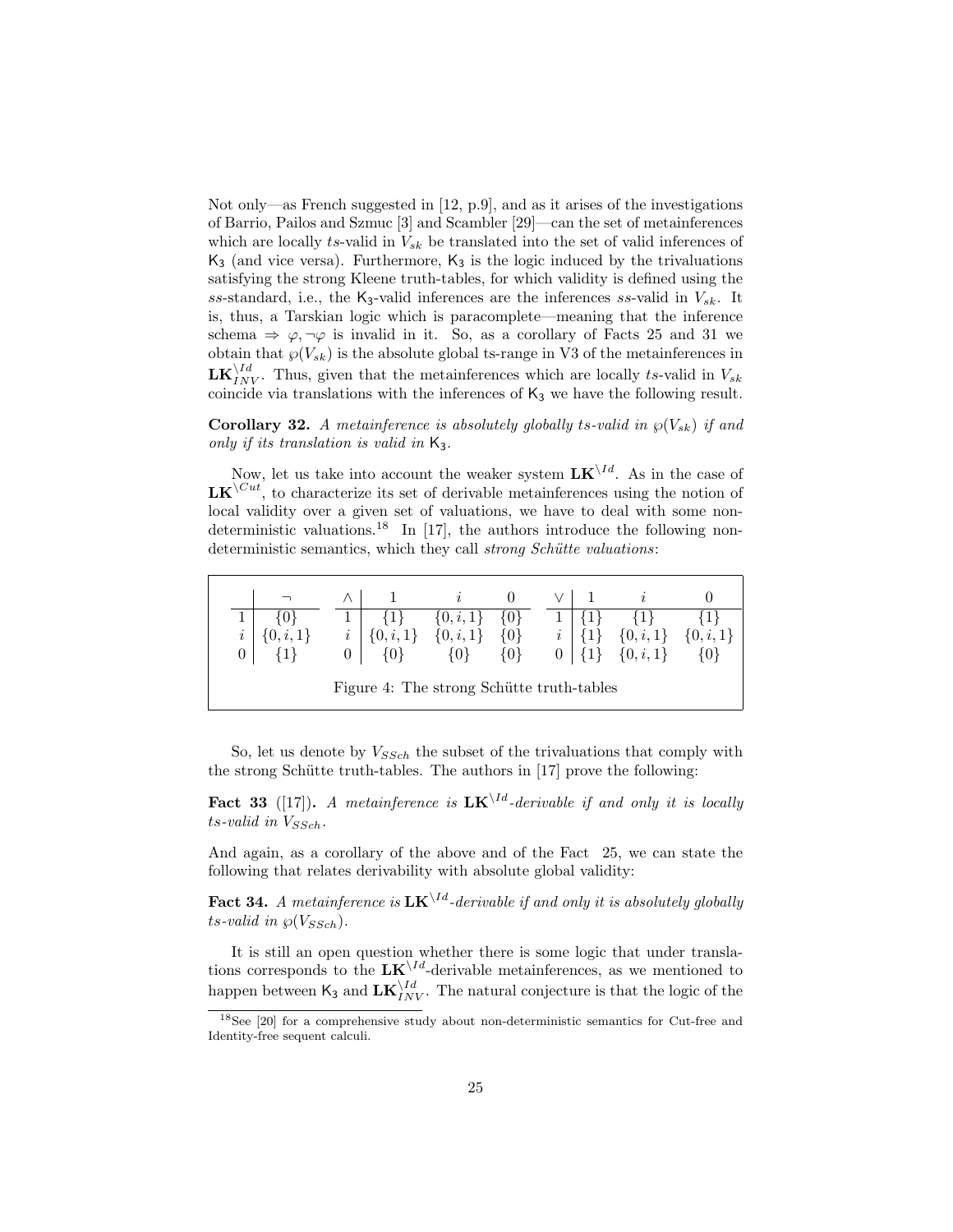Not only—as French suggested in [12, p.9], and as it arises of the investigations of Barrio, Pailos and Szmuc [3] and Scambler [29]—can the set of metainferences which are locally $ts$-valid in $V_{sk}$ be translated into the set of valid inferences of $\mathsf{K_3}$ (and vice versa). Furthermore, $\mathsf{K_3}$ is the logic induced by the trivaluations satisfying the strong Kleene truth-tables, for which validity is defined using the $ss$-standard, i.e., the $\mathsf{K_3}$-valid inferences are the inferences $ss$-valid in $V_{sk}$. It is, thus, a Tarskian logic which is paracomplete—meaning that the inference schema $\Rightarrow \varphi, \neg\varphi$ is invalid in it. So, as a corollary of Facts 25 and 31 we obtain that $\wp(V_{sk})$ is the absolute global ts-range in V3 of the metainferences in $\mathbf{LK}^{\setminus Id}_{INV}$. Thus, given that the metainferences which are locally $ts$-valid in $V_{sk}$ coincide via translations with the inferences of $\mathsf{K_3}$ we have the following result.

**Corollary 32.** *A metainference is absolutely globally ts-valid in $\wp(V_{sk})$ if and only if its translation is valid in $\mathsf{K_3}$.*

Now, let us take into account the weaker system $\mathbf{LK}^{\setminus Id}$. As in the case of $\mathbf{LK}^{\setminus Cut}$, to characterize its set of derivable metainferences using the notion of local validity over a given set of valuations, we have to deal with some non-deterministic valuations.[18] In [17], the authors introduce the following non-deterministic semantics, which they call *strong Schütte valuations*:

| | $\neg$ |
|---|---|
| 1 | $\{0\}$ |
| $i$ | $\{0,i,1\}$ |
| 0 | $\{1\}$ |

| $\wedge$ | 1 | $i$ | 0 |
|---|---|---|---|
| 1 | $\{1\}$ | $\{0,i,1\}$ | $\{0\}$ |
| $i$ | $\{0,i,1\}$ | $\{0,i,1\}$ | $\{0\}$ |
| 0 | $\{0\}$ | $\{0\}$ | $\{0\}$ |

| $\vee$ | 1 | $i$ | 0 |
|---|---|---|---|
| 1 | $\{1\}$ | $\{1\}$ | $\{1\}$ |
| $i$ | $\{1\}$ | $\{0,i,1\}$ | $\{0,i,1\}$ |
| 0 | $\{1\}$ | $\{0,i,1\}$ | $\{0\}$ |

Figure 4: The strong Schütte truth-tables

So, let us denote by $V_{SSch}$ the subset of the trivaluations that comply with the strong Schütte truth-tables. The authors in [17] prove the following:

**Fact 33** ([17])**.** *A metainference is $\mathbf{LK}^{\setminus Id}$-derivable if and only it is locally ts-valid in $V_{SSch}$.*

And again, as a corollary of the above and of the Fact 25, we can state the following that relates derivability with absolute global validity:

**Fact 34.** *A metainference is $\mathbf{LK}^{\setminus Id}$-derivable if and only it is absolutely globally ts-valid in $\wp(V_{SSch})$.*

It is still an open question whether there is some logic that under translations corresponds to the $\mathbf{LK}^{\setminus Id}$-derivable metainferences, as we mentioned to happen between $\mathsf{K_3}$ and $\mathbf{LK}^{\setminus Id}_{INV}$. The natural conjecture is that the logic of the

[18] See [20] for a comprehensive study about non-deterministic semantics for Cut-free and Identity-free sequent calculi.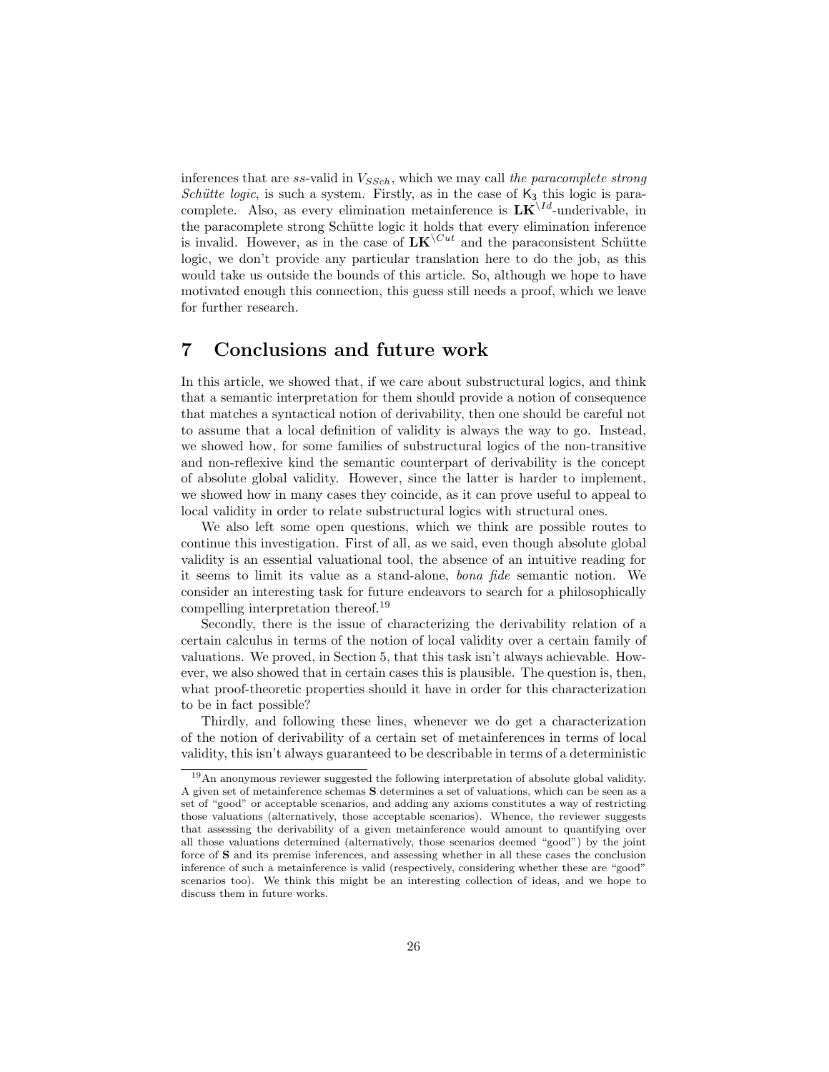inferences that are *ss*-valid in $V_{SSch}$, which we may call *the paracomplete strong Schütte logic*, is such a system. Firstly, as in the case of $\mathsf{K}_3$ this logic is paracomplete. Also, as every elimination metainference is $\mathbf{LK}^{\setminus Id}$-underivable, in the paracomplete strong Schütte logic it holds that every elimination inference is invalid. However, as in the case of $\mathbf{LK}^{\setminus Cut}$ and the paraconsistent Schütte logic, we don't provide any particular translation here to do the job, as this would take us outside the bounds of this article. So, although we hope to have motivated enough this connection, this guess still needs a proof, which we leave for further research.

# 7 Conclusions and future work

In this article, we showed that, if we care about substructural logics, and think that a semantic interpretation for them should provide a notion of consequence that matches a syntactical notion of derivability, then one should be careful not to assume that a local definition of validity is always the way to go. Instead, we showed how, for some families of substructural logics of the non-transitive and non-reflexive kind the semantic counterpart of derivability is the concept of absolute global validity. However, since the latter is harder to implement, we showed how in many cases they coincide, as it can prove useful to appeal to local validity in order to relate substructural logics with structural ones.

We also left some open questions, which we think are possible routes to continue this investigation. First of all, as we said, even though absolute global validity is an essential valuational tool, the absence of an intuitive reading for it seems to limit its value as a stand-alone, *bona fide* semantic notion. We consider an interesting task for future endeavors to search for a philosophically compelling interpretation thereof.[19]

Secondly, there is the issue of characterizing the derivability relation of a certain calculus in terms of the notion of local validity over a certain family of valuations. We proved, in Section 5, that this task isn't always achievable. However, we also showed that in certain cases this is plausible. The question is, then, what proof-theoretic properties should it have in order for this characterization to be in fact possible?

Thirdly, and following these lines, whenever we do get a characterization of the notion of derivability of a certain set of metainferences in terms of local validity, this isn't always guaranteed to be describable in terms of a deterministic

[19]An anonymous reviewer suggested the following interpretation of absolute global validity. A given set of metainference schemas **S** determines a set of valuations, which can be seen as a set of "good" or acceptable scenarios, and adding any axioms constitutes a way of restricting those valuations (alternatively, those acceptable scenarios). Whence, the reviewer suggests that assessing the derivability of a given metainference would amount to quantifying over all those valuations determined (alternatively, those scenarios deemed "good") by the joint force of **S** and its premise inferences, and assessing whether in all these cases the conclusion inference of such a metainference is valid (respectively, considering whether these are "good" scenarios too). We think this might be an interesting collection of ideas, and we hope to discuss them in future works.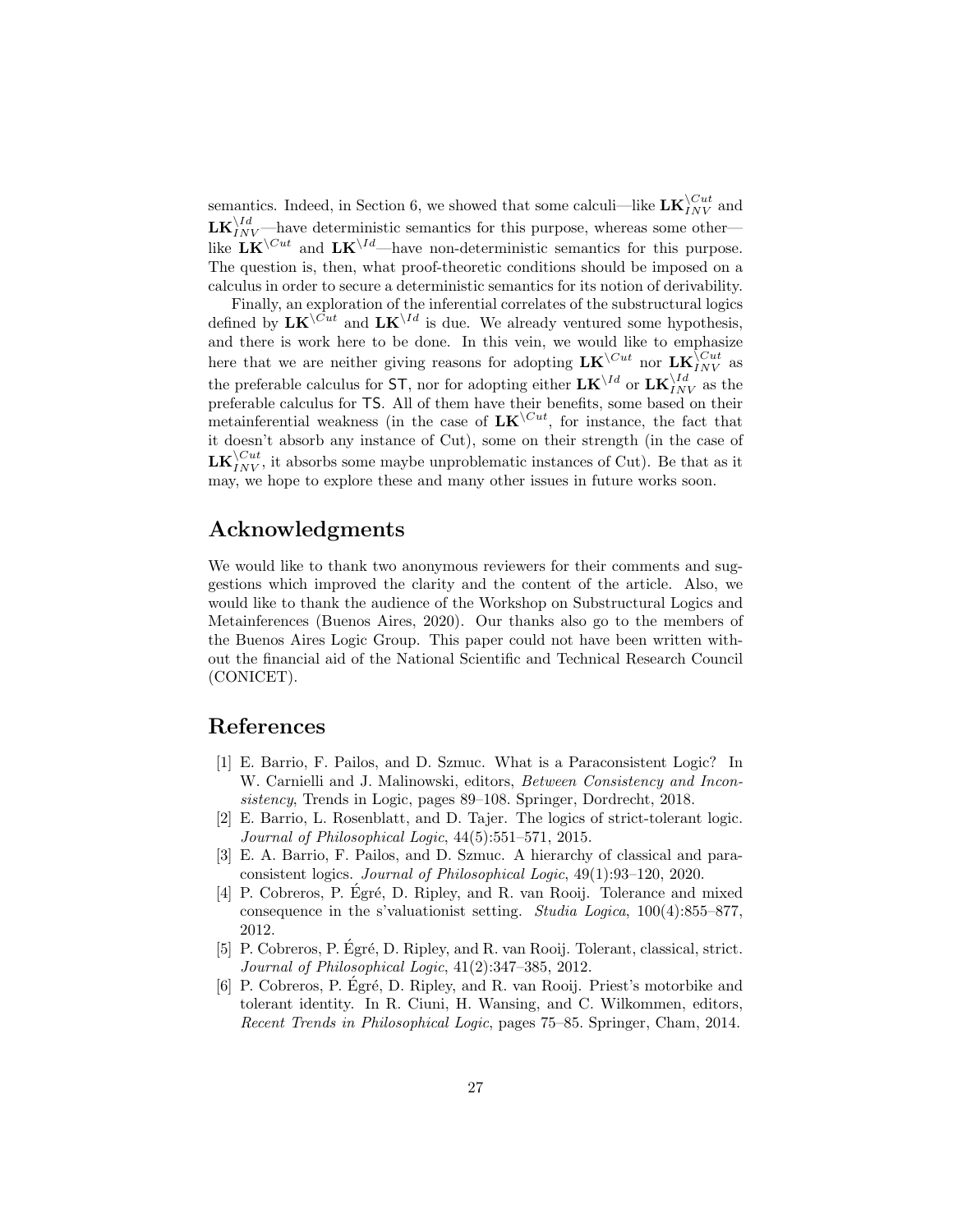semantics. Indeed, in Section 6, we showed that some calculi—like $\mathbf{LK}^{\setminus Cut}_{INV}$ and $\mathbf{LK}^{\setminus Id}_{INV}$—have deterministic semantics for this purpose, whereas some other—like $\mathbf{LK}^{\setminus Cut}$ and $\mathbf{LK}^{\setminus Id}$—have non-deterministic semantics for this purpose. The question is, then, what proof-theoretic conditions should be imposed on a calculus in order to secure a deterministic semantics for its notion of derivability.

Finally, an exploration of the inferential correlates of the substructural logics defined by $\mathbf{LK}^{\setminus Cut}$ and $\mathbf{LK}^{\setminus Id}$ is due. We already ventured some hypothesis, and there is work here to be done. In this vein, we would like to emphasize here that we are neither giving reasons for adopting $\mathbf{LK}^{\setminus Cut}$ nor $\mathbf{LK}^{\setminus Cut}_{INV}$ as the preferable calculus for $\mathsf{ST}$, nor for adopting either $\mathbf{LK}^{\setminus Id}$ or $\mathbf{LK}^{\setminus Id}_{INV}$ as the preferable calculus for $\mathsf{TS}$. All of them have their benefits, some based on their metainferential weakness (in the case of $\mathbf{LK}^{\setminus Cut}$, for instance, the fact that it doesn't absorb any instance of Cut), some on their strength (in the case of $\mathbf{LK}^{\setminus Cut}_{INV}$, it absorbs some maybe unproblematic instances of Cut). Be that as it may, we hope to explore these and many other issues in future works soon.

## Acknowledgments

We would like to thank two anonymous reviewers for their comments and suggestions which improved the clarity and the content of the article. Also, we would like to thank the audience of the Workshop on Substructural Logics and Metainferences (Buenos Aires, 2020). Our thanks also go to the members of the Buenos Aires Logic Group. This paper could not have been written without the financial aid of the National Scientific and Technical Research Council (CONICET).

## References

[1] E. Barrio, F. Pailos, and D. Szmuc. What is a Paraconsistent Logic? In W. Carnielli and J. Malinowski, editors, *Between Consistency and Inconsistency*, Trends in Logic, pages 89–108. Springer, Dordrecht, 2018.

[2] E. Barrio, L. Rosenblatt, and D. Tajer. The logics of strict-tolerant logic. *Journal of Philosophical Logic*, 44(5):551–571, 2015.

[3] E. A. Barrio, F. Pailos, and D. Szmuc. A hierarchy of classical and paraconsistent logics. *Journal of Philosophical Logic*, 49(1):93–120, 2020.

[4] P. Cobreros, P. Égré, D. Ripley, and R. van Rooij. Tolerance and mixed consequence in the s'valuationist setting. *Studia Logica*, 100(4):855–877, 2012.

[5] P. Cobreros, P. Égré, D. Ripley, and R. van Rooij. Tolerant, classical, strict. *Journal of Philosophical Logic*, 41(2):347–385, 2012.

[6] P. Cobreros, P. Égré, D. Ripley, and R. van Rooij. Priest's motorbike and tolerant identity. In R. Ciuni, H. Wansing, and C. Wilkommen, editors, *Recent Trends in Philosophical Logic*, pages 75–85. Springer, Cham, 2014.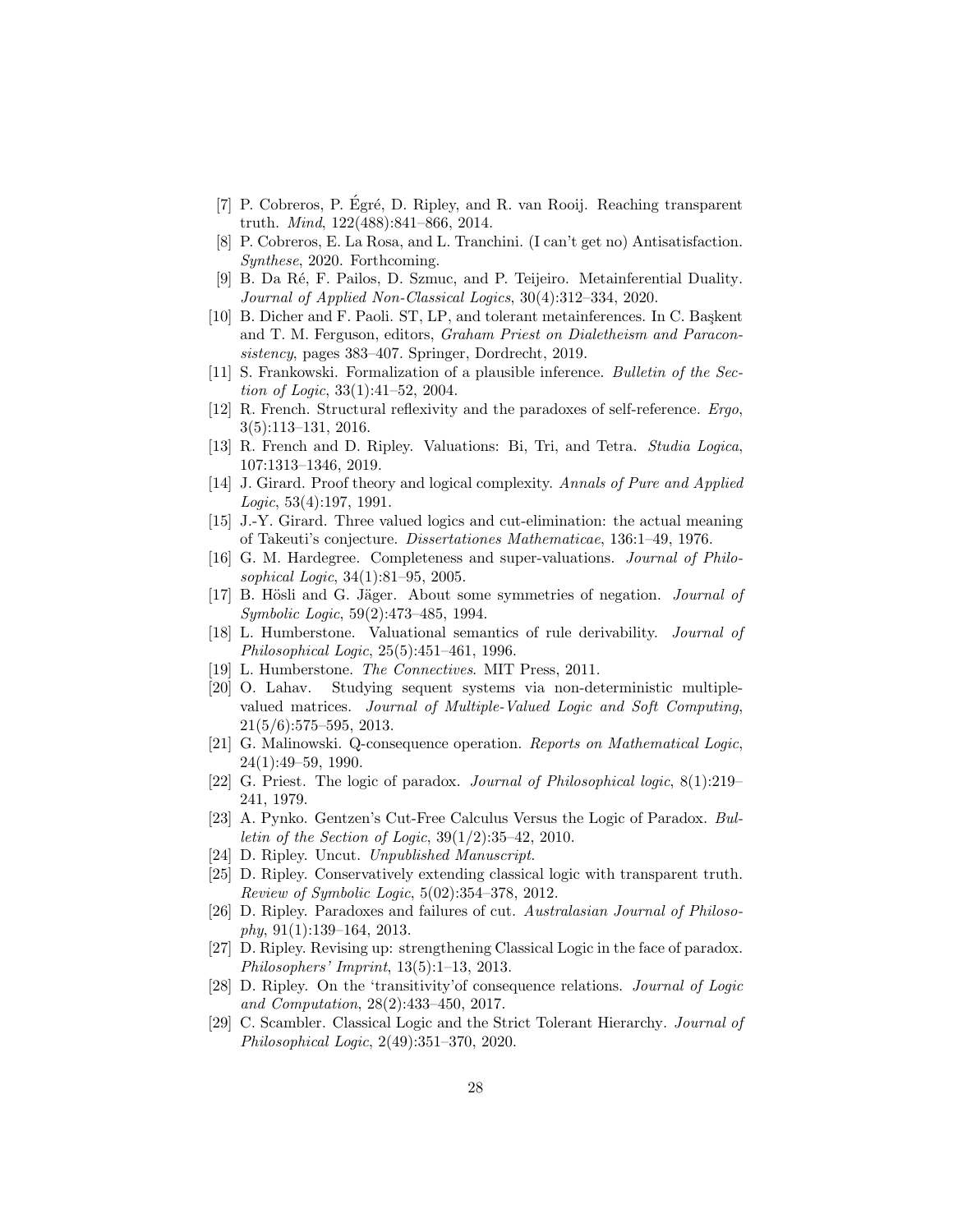[7] P. Cobreros, P. Égré, D. Ripley, and R. van Rooij. Reaching transparent truth. *Mind*, 122(488):841–866, 2014.

[8] P. Cobreros, E. La Rosa, and L. Tranchini. (I can't get no) Antisatisfaction. *Synthese*, 2020. Forthcoming.

[9] B. Da Ré, F. Pailos, D. Szmuc, and P. Teijeiro. Metainferential Duality. *Journal of Applied Non-Classical Logics*, 30(4):312–334, 2020.

[10] B. Dicher and F. Paoli. ST, LP, and tolerant metainferences. In C. Başkent and T. M. Ferguson, editors, *Graham Priest on Dialetheism and Paraconsistency*, pages 383–407. Springer, Dordrecht, 2019.

[11] S. Frankowski. Formalization of a plausible inference. *Bulletin of the Section of Logic*, 33(1):41–52, 2004.

[12] R. French. Structural reflexivity and the paradoxes of self-reference. *Ergo*, 3(5):113–131, 2016.

[13] R. French and D. Ripley. Valuations: Bi, Tri, and Tetra. *Studia Logica*, 107:1313–1346, 2019.

[14] J. Girard. Proof theory and logical complexity. *Annals of Pure and Applied Logic*, 53(4):197, 1991.

[15] J.-Y. Girard. Three valued logics and cut-elimination: the actual meaning of Takeuti's conjecture. *Dissertationes Mathematicae*, 136:1–49, 1976.

[16] G. M. Hardegree. Completeness and super-valuations. *Journal of Philosophical Logic*, 34(1):81–95, 2005.

[17] B. Hösli and G. Jäger. About some symmetries of negation. *Journal of Symbolic Logic*, 59(2):473–485, 1994.

[18] L. Humberstone. Valuational semantics of rule derivability. *Journal of Philosophical Logic*, 25(5):451–461, 1996.

[19] L. Humberstone. *The Connectives*. MIT Press, 2011.

[20] O. Lahav. Studying sequent systems via non-deterministic multiple-valued matrices. *Journal of Multiple-Valued Logic and Soft Computing*, 21(5/6):575–595, 2013.

[21] G. Malinowski. Q-consequence operation. *Reports on Mathematical Logic*, 24(1):49–59, 1990.

[22] G. Priest. The logic of paradox. *Journal of Philosophical logic*, 8(1):219–241, 1979.

[23] A. Pynko. Gentzen's Cut-Free Calculus Versus the Logic of Paradox. *Bulletin of the Section of Logic*, 39(1/2):35–42, 2010.

[24] D. Ripley. Uncut. *Unpublished Manuscript*.

[25] D. Ripley. Conservatively extending classical logic with transparent truth. *Review of Symbolic Logic*, 5(02):354–378, 2012.

[26] D. Ripley. Paradoxes and failures of cut. *Australasian Journal of Philosophy*, 91(1):139–164, 2013.

[27] D. Ripley. Revising up: strengthening Classical Logic in the face of paradox. *Philosophers' Imprint*, 13(5):1–13, 2013.

[28] D. Ripley. On the 'transitivity'of consequence relations. *Journal of Logic and Computation*, 28(2):433–450, 2017.

[29] C. Scambler. Classical Logic and the Strict Tolerant Hierarchy. *Journal of Philosophical Logic*, 2(49):351–370, 2020.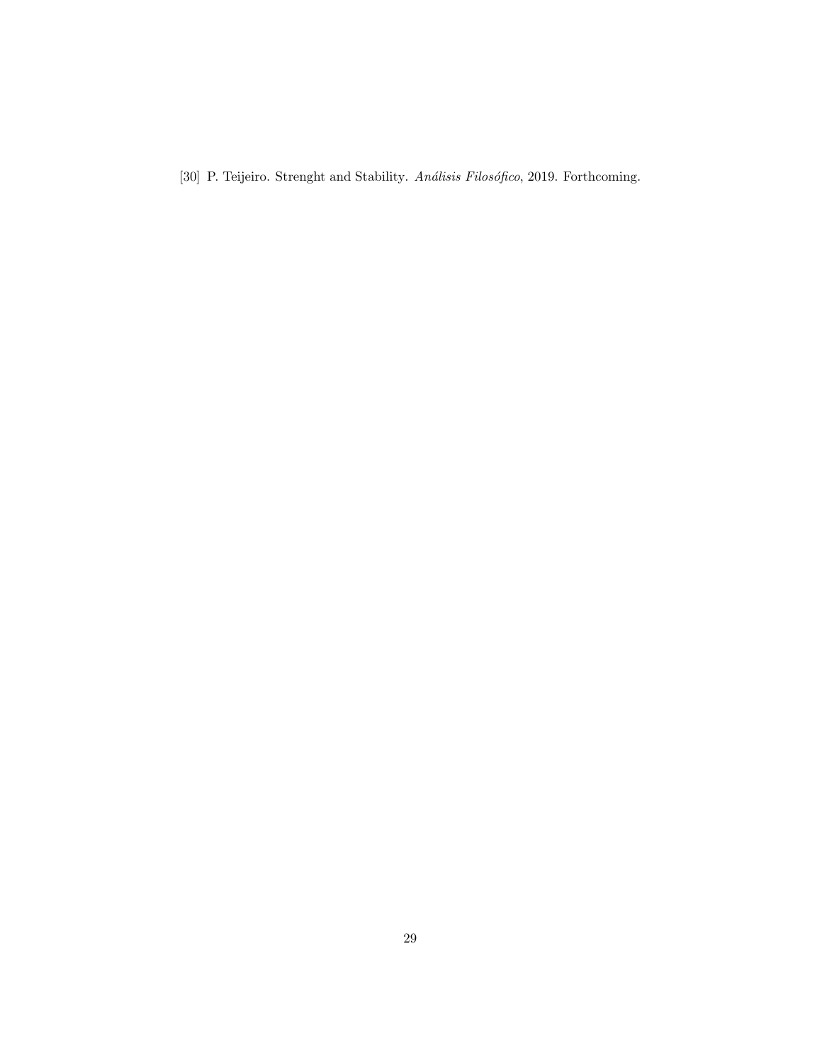[30] P. Teijeiro. Strenght and Stability. *Análisis Filosófico*, 2019. Forthcoming.